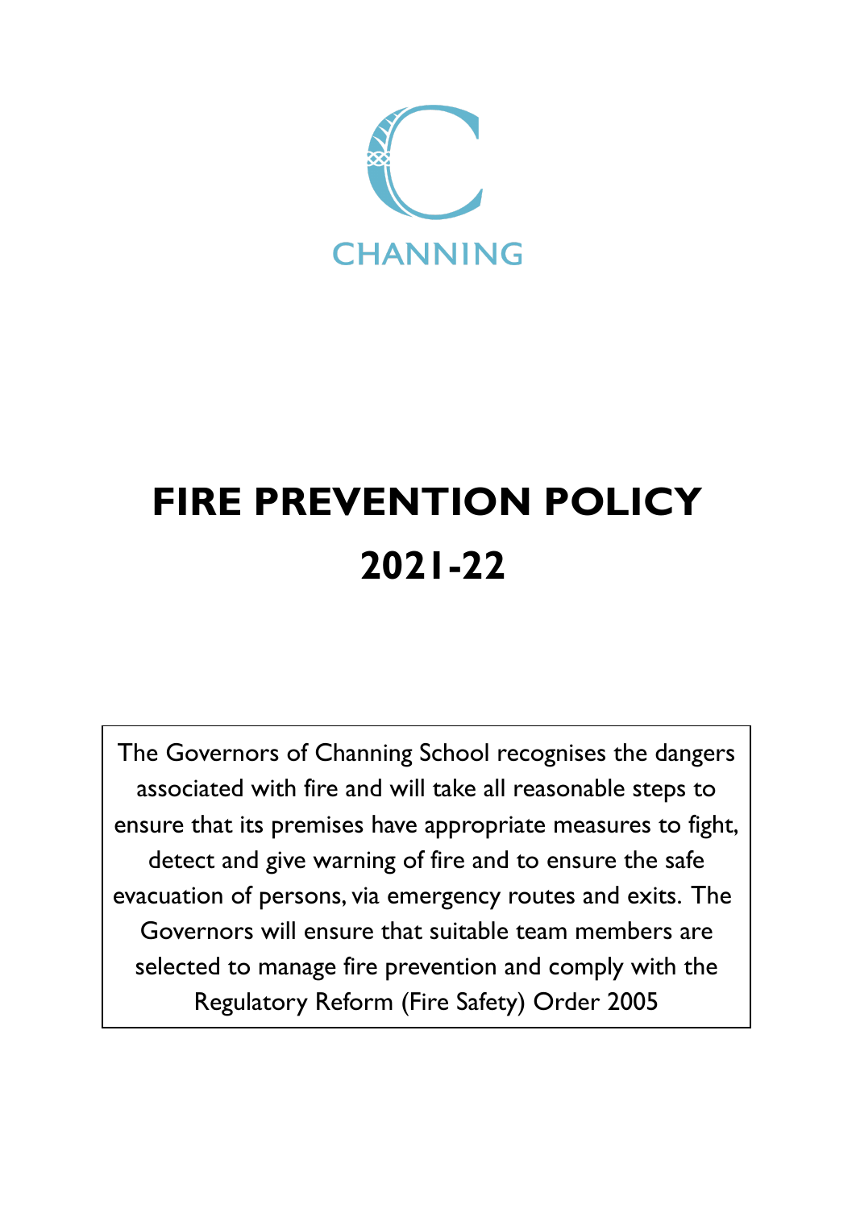CHANNING

# FIRE PREVENTION POLICY

# 2021-22

The Governors of Channing School recognises the dangers associated with fire and will take all reasonable steps to ensure that its premises have appropriate measures to fight, detect and give warning of fire and to ensure the safe evacuation of persons, via emergency routes and exits. The Governors will ensure that suitable team members are selected to manage fire prevention and comply with the Regulatory Reform (Fire Safety) Order 2005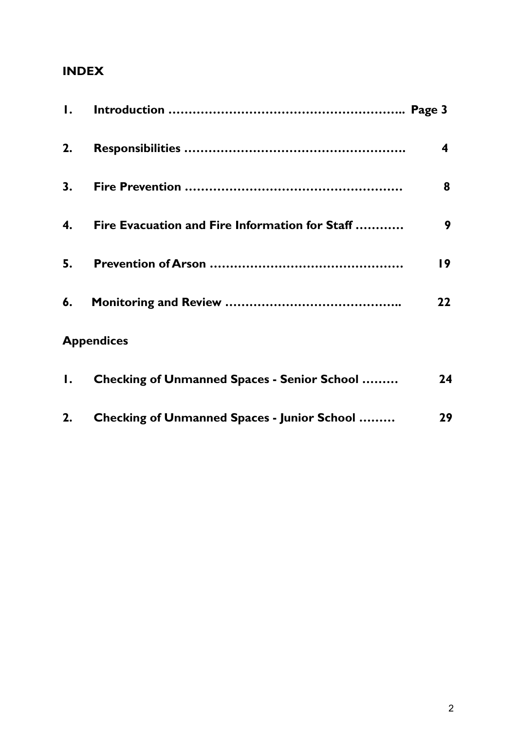## INDEX

| | | |
|---|---|---|
| **1.** | **Introduction ……………………………………………….. Page 3** | |
| **2.** | **Responsibilities …………………………………………….** | **4** |
| **3.** | **Fire Prevention ……………………………………………** | **8** |
| **4.** | **Fire Evacuation and Fire Information for Staff …………** | **9** |
| **5.** | **Prevention of Arson ………………………………………** | **19** |
| **6.** | **Monitoring and Review …………………………………..** | **22** |

**Appendices**

| | | |
|---|---|---|
| **1.** | **Checking of Unmanned Spaces - Senior School ………** | **24** |
| **2.** | **Checking of Unmanned Spaces - Junior School ………** | **29** |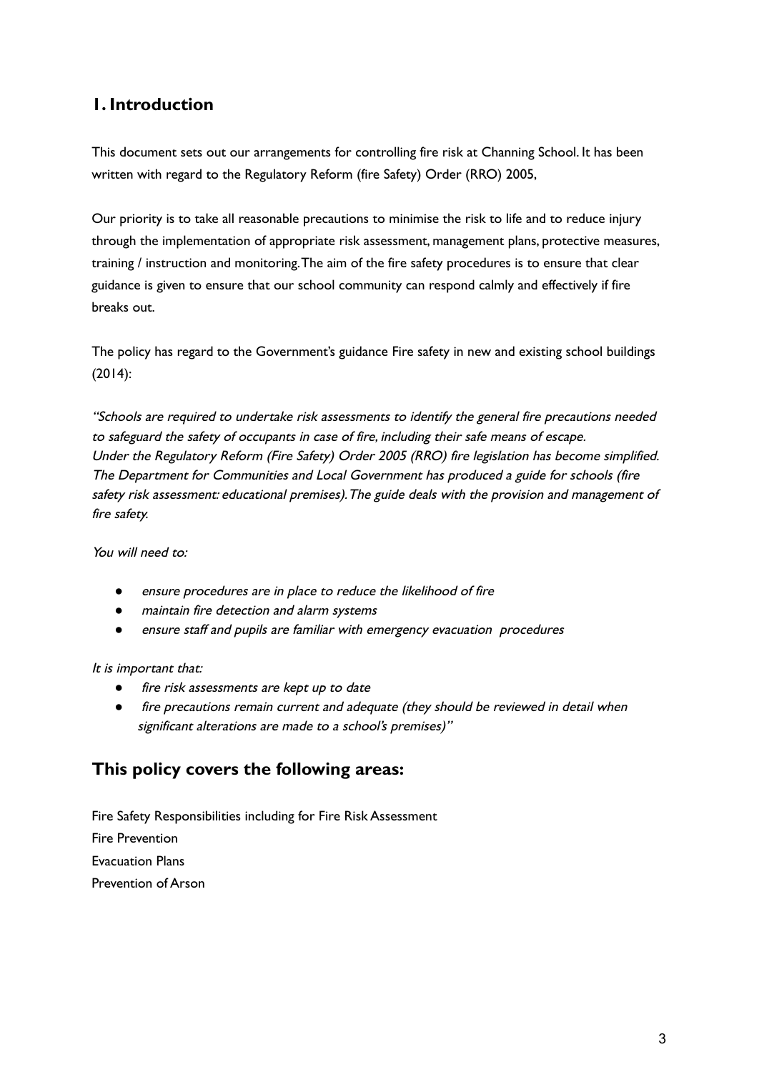## 1. Introduction

This document sets out our arrangements for controlling fire risk at Channing School. It has been written with regard to the Regulatory Reform (fire Safety) Order (RRO) 2005,

Our priority is to take all reasonable precautions to minimise the risk to life and to reduce injury through the implementation of appropriate risk assessment, management plans, protective measures, training / instruction and monitoring. The aim of the fire safety procedures is to ensure that clear guidance is given to ensure that our school community can respond calmly and effectively if fire breaks out.

The policy has regard to the Government's guidance Fire safety in new and existing school buildings (2014):

*"Schools are required to undertake risk assessments to identify the general fire precautions needed to safeguard the safety of occupants in case of fire, including their safe means of escape. Under the Regulatory Reform (Fire Safety) Order 2005 (RRO) fire legislation has become simplified. The Department for Communities and Local Government has produced a guide for schools (fire safety risk assessment: educational premises). The guide deals with the provision and management of fire safety.*

*You will need to:*

- *ensure procedures are in place to reduce the likelihood of fire*
- *maintain fire detection and alarm systems*
- *ensure staff and pupils are familiar with emergency evacuation procedures*

*It is important that:*

- *fire risk assessments are kept up to date*
- *fire precautions remain current and adequate (they should be reviewed in detail when significant alterations are made to a school's premises)"*

## This policy covers the following areas:

Fire Safety Responsibilities including for Fire Risk Assessment

Fire Prevention

Evacuation Plans

Prevention of Arson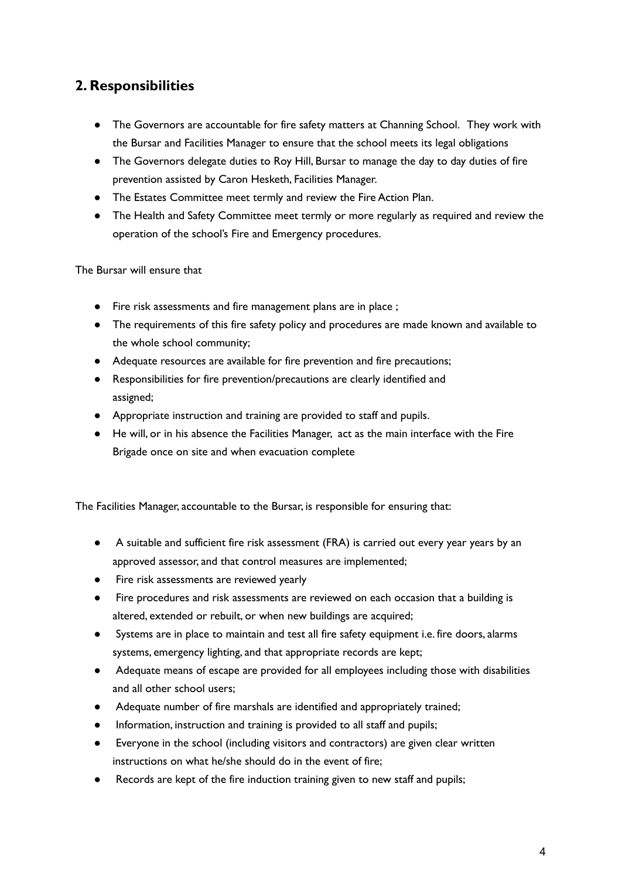## 2. Responsibilities

- The Governors are accountable for fire safety matters at Channing School. They work with the Bursar and Facilities Manager to ensure that the school meets its legal obligations
- The Governors delegate duties to Roy Hill, Bursar to manage the day to day duties of fire prevention assisted by Caron Hesketh, Facilities Manager.
- The Estates Committee meet termly and review the Fire Action Plan.
- The Health and Safety Committee meet termly or more regularly as required and review the operation of the school's Fire and Emergency procedures.

The Bursar will ensure that

- Fire risk assessments and fire management plans are in place ;
- The requirements of this fire safety policy and procedures are made known and available to the whole school community;
- Adequate resources are available for fire prevention and fire precautions;
- Responsibilities for fire prevention/precautions are clearly identified and assigned;
- Appropriate instruction and training are provided to staff and pupils.
- He will, or in his absence the Facilities Manager, act as the main interface with the Fire Brigade once on site and when evacuation complete

The Facilities Manager, accountable to the Bursar, is responsible for ensuring that:

- A suitable and sufficient fire risk assessment (FRA) is carried out every year years by an approved assessor, and that control measures are implemented;
- Fire risk assessments are reviewed yearly
- Fire procedures and risk assessments are reviewed on each occasion that a building is altered, extended or rebuilt, or when new buildings are acquired;
- Systems are in place to maintain and test all fire safety equipment i.e. fire doors, alarms systems, emergency lighting, and that appropriate records are kept;
- Adequate means of escape are provided for all employees including those with disabilities and all other school users;
- Adequate number of fire marshals are identified and appropriately trained;
- Information, instruction and training is provided to all staff and pupils;
- Everyone in the school (including visitors and contractors) are given clear written instructions on what he/she should do in the event of fire;
- Records are kept of the fire induction training given to new staff and pupils;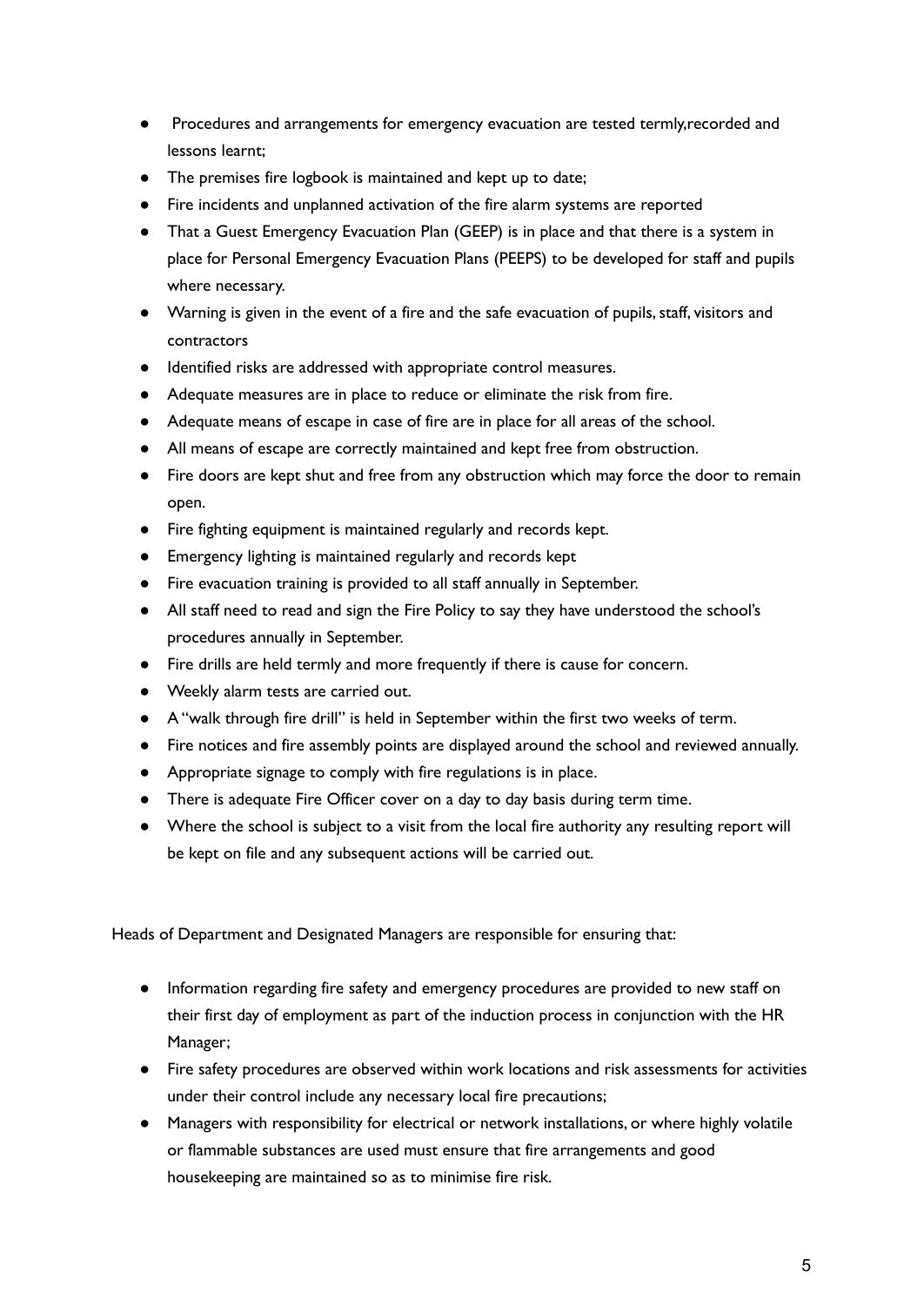- Procedures and arrangements for emergency evacuation are tested termly,recorded and lessons learnt;
- The premises fire logbook is maintained and kept up to date;
- Fire incidents and unplanned activation of the fire alarm systems are reported
- That a Guest Emergency Evacuation Plan (GEEP) is in place and that there is a system in place for Personal Emergency Evacuation Plans (PEEPS) to be developed for staff and pupils where necessary.
- Warning is given in the event of a fire and the safe evacuation of pupils, staff, visitors and contractors
- Identified risks are addressed with appropriate control measures.
- Adequate measures are in place to reduce or eliminate the risk from fire.
- Adequate means of escape in case of fire are in place for all areas of the school.
- All means of escape are correctly maintained and kept free from obstruction.
- Fire doors are kept shut and free from any obstruction which may force the door to remain open.
- Fire fighting equipment is maintained regularly and records kept.
- Emergency lighting is maintained regularly and records kept
- Fire evacuation training is provided to all staff annually in September.
- All staff need to read and sign the Fire Policy to say they have understood the school's procedures annually in September.
- Fire drills are held termly and more frequently if there is cause for concern.
- Weekly alarm tests are carried out.
- A "walk through fire drill" is held in September within the first two weeks of term.
- Fire notices and fire assembly points are displayed around the school and reviewed annually.
- Appropriate signage to comply with fire regulations is in place.
- There is adequate Fire Officer cover on a day to day basis during term time.
- Where the school is subject to a visit from the local fire authority any resulting report will be kept on file and any subsequent actions will be carried out.

Heads of Department and Designated Managers are responsible for ensuring that:

- Information regarding fire safety and emergency procedures are provided to new staff on their first day of employment as part of the induction process in conjunction with the HR Manager;
- Fire safety procedures are observed within work locations and risk assessments for activities under their control include any necessary local fire precautions;
- Managers with responsibility for electrical or network installations, or where highly volatile or flammable substances are used must ensure that fire arrangements and good housekeeping are maintained so as to minimise fire risk.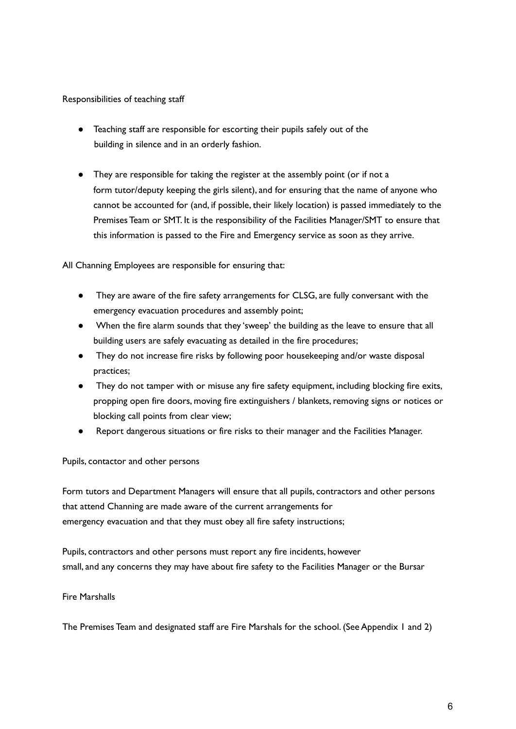Responsibilities of teaching staff

- Teaching staff are responsible for escorting their pupils safely out of the building in silence and in an orderly fashion.

- They are responsible for taking the register at the assembly point (or if not a form tutor/deputy keeping the girls silent), and for ensuring that the name of anyone who cannot be accounted for (and, if possible, their likely location) is passed immediately to the Premises Team or SMT. It is the responsibility of the Facilities Manager/SMT to ensure that this information is passed to the Fire and Emergency service as soon as they arrive.

All Channing Employees are responsible for ensuring that:

- They are aware of the fire safety arrangements for CLSG, are fully conversant with the emergency evacuation procedures and assembly point;
- When the fire alarm sounds that they 'sweep' the building as the leave to ensure that all building users are safely evacuating as detailed in the fire procedures;
- They do not increase fire risks by following poor housekeeping and/or waste disposal practices;
- They do not tamper with or misuse any fire safety equipment, including blocking fire exits, propping open fire doors, moving fire extinguishers / blankets, removing signs or notices or blocking call points from clear view;
- Report dangerous situations or fire risks to their manager and the Facilities Manager.

Pupils, contactor and other persons

Form tutors and Department Managers will ensure that all pupils, contractors and other persons that attend Channing are made aware of the current arrangements for emergency evacuation and that they must obey all fire safety instructions;

Pupils, contractors and other persons must report any fire incidents, however small, and any concerns they may have about fire safety to the Facilities Manager or the Bursar

Fire Marshalls

The Premises Team and designated staff are Fire Marshals for the school. (See Appendix 1 and 2)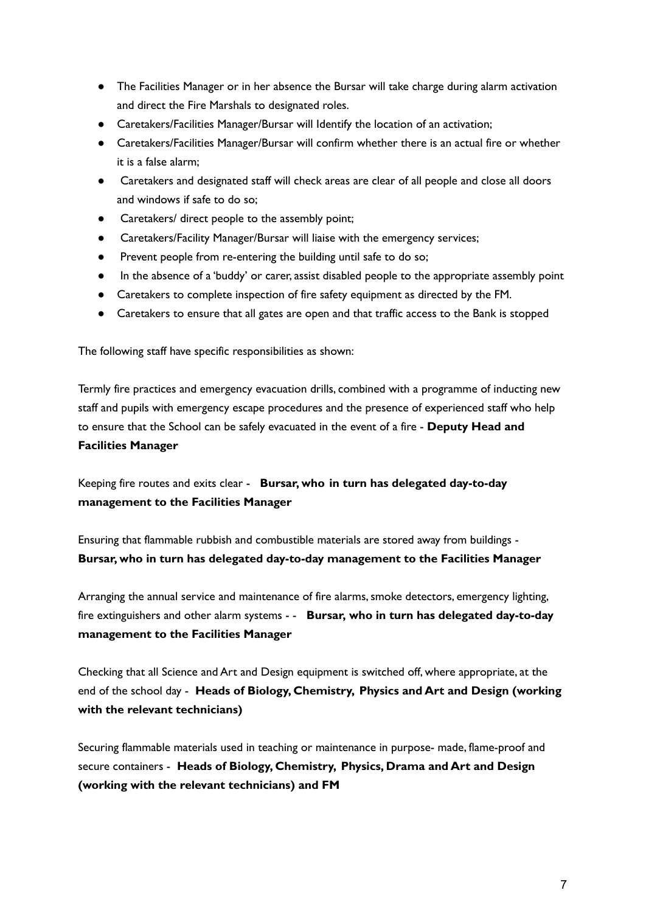- The Facilities Manager or in her absence the Bursar will take charge during alarm activation and direct the Fire Marshals to designated roles.
- Caretakers/Facilities Manager/Bursar will Identify the location of an activation;
- Caretakers/Facilities Manager/Bursar will confirm whether there is an actual fire or whether it is a false alarm;
- Caretakers and designated staff will check areas are clear of all people and close all doors and windows if safe to do so;
- Caretakers/ direct people to the assembly point;
- Caretakers/Facility Manager/Bursar will liaise with the emergency services;
- Prevent people from re-entering the building until safe to do so;
- In the absence of a 'buddy' or carer, assist disabled people to the appropriate assembly point
- Caretakers to complete inspection of fire safety equipment as directed by the FM.
- Caretakers to ensure that all gates are open and that traffic access to the Bank is stopped

The following staff have specific responsibilities as shown:

Termly fire practices and emergency evacuation drills, combined with a programme of inducting new staff and pupils with emergency escape procedures and the presence of experienced staff who help to ensure that the School can be safely evacuated in the event of a fire - **Deputy Head and Facilities Manager**

Keeping fire routes and exits clear - **Bursar, who in turn has delegated day-to-day management to the Facilities Manager**

Ensuring that flammable rubbish and combustible materials are stored away from buildings - **Bursar, who in turn has delegated day-to-day management to the Facilities Manager**

Arranging the annual service and maintenance of fire alarms, smoke detectors, emergency lighting, fire extinguishers and other alarm systems - - **Bursar, who in turn has delegated day-to-day management to the Facilities Manager**

Checking that all Science and Art and Design equipment is switched off, where appropriate, at the end of the school day - **Heads of Biology, Chemistry, Physics and Art and Design (working with the relevant technicians)**

Securing flammable materials used in teaching or maintenance in purpose- made, flame-proof and secure containers - **Heads of Biology, Chemistry, Physics, Drama and Art and Design (working with the relevant technicians) and FM**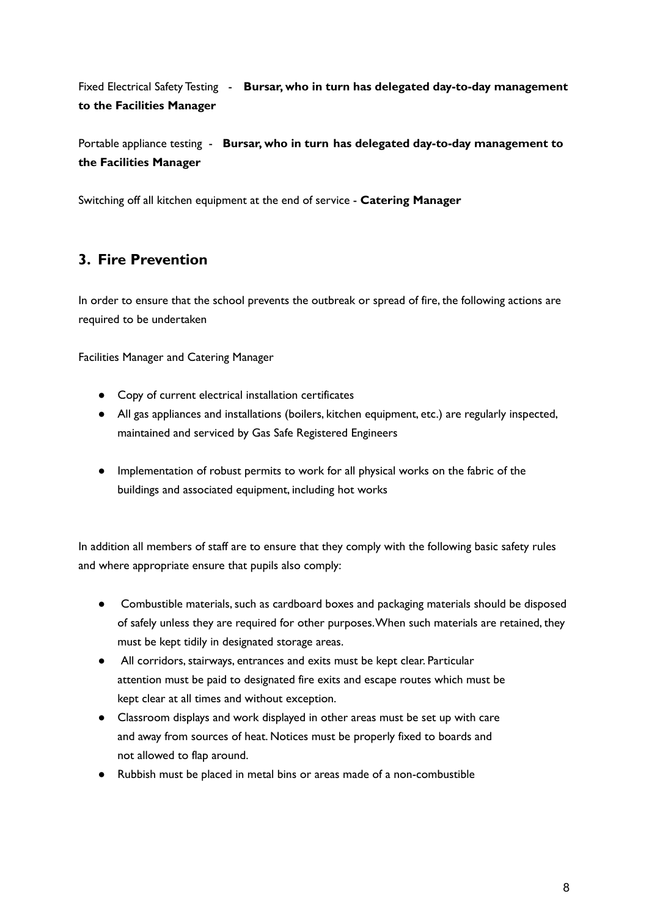Fixed Electrical Safety Testing - **Bursar, who in turn has delegated day-to-day management to the Facilities Manager**

Portable appliance testing - **Bursar, who in turn has delegated day-to-day management to the Facilities Manager**

Switching off all kitchen equipment at the end of service - **Catering Manager**

## 3. Fire Prevention

In order to ensure that the school prevents the outbreak or spread of fire, the following actions are required to be undertaken

Facilities Manager and Catering Manager

- Copy of current electrical installation certificates
- All gas appliances and installations (boilers, kitchen equipment, etc.) are regularly inspected, maintained and serviced by Gas Safe Registered Engineers
- Implementation of robust permits to work for all physical works on the fabric of the buildings and associated equipment, including hot works

In addition all members of staff are to ensure that they comply with the following basic safety rules and where appropriate ensure that pupils also comply:

- Combustible materials, such as cardboard boxes and packaging materials should be disposed of safely unless they are required for other purposes. When such materials are retained, they must be kept tidily in designated storage areas.
- All corridors, stairways, entrances and exits must be kept clear. Particular attention must be paid to designated fire exits and escape routes which must be kept clear at all times and without exception.
- Classroom displays and work displayed in other areas must be set up with care and away from sources of heat. Notices must be properly fixed to boards and not allowed to flap around.
- Rubbish must be placed in metal bins or areas made of a non-combustible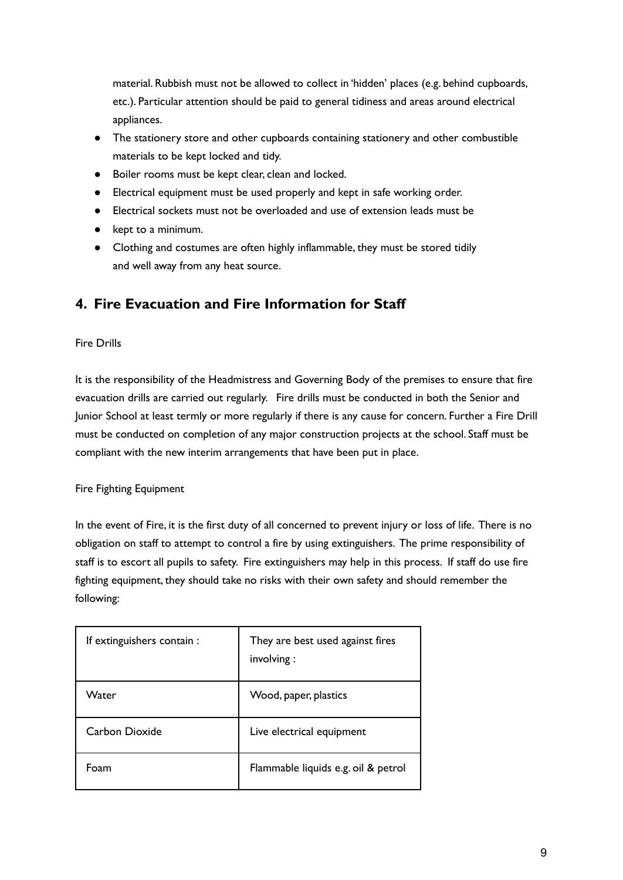material. Rubbish must not be allowed to collect in 'hidden' places (e.g. behind cupboards, etc.). Particular attention should be paid to general tidiness and areas around electrical appliances.

- The stationery store and other cupboards containing stationery and other combustible materials to be kept locked and tidy.
- Boiler rooms must be kept clear, clean and locked.
- Electrical equipment must be used properly and kept in safe working order.
- Electrical sockets must not be overloaded and use of extension leads must be
- kept to a minimum.
- Clothing and costumes are often highly inflammable, they must be stored tidily and well away from any heat source.

## 4. Fire Evacuation and Fire Information for Staff

Fire Drills

It is the responsibility of the Headmistress and Governing Body of the premises to ensure that fire evacuation drills are carried out regularly. Fire drills must be conducted in both the Senior and Junior School at least termly or more regularly if there is any cause for concern. Further a Fire Drill must be conducted on completion of any major construction projects at the school. Staff must be compliant with the new interim arrangements that have been put in place.

Fire Fighting Equipment

In the event of Fire, it is the first duty of all concerned to prevent injury or loss of life. There is no obligation on staff to attempt to control a fire by using extinguishers. The prime responsibility of staff is to escort all pupils to safety. Fire extinguishers may help in this process. If staff do use fire fighting equipment, they should take no risks with their own safety and should remember the following:

| If extinguishers contain : | They are best used against fires involving : |
|---|---|
| Water | Wood, paper, plastics |
| Carbon Dioxide | Live electrical equipment |
| Foam | Flammable liquids e.g. oil & petrol |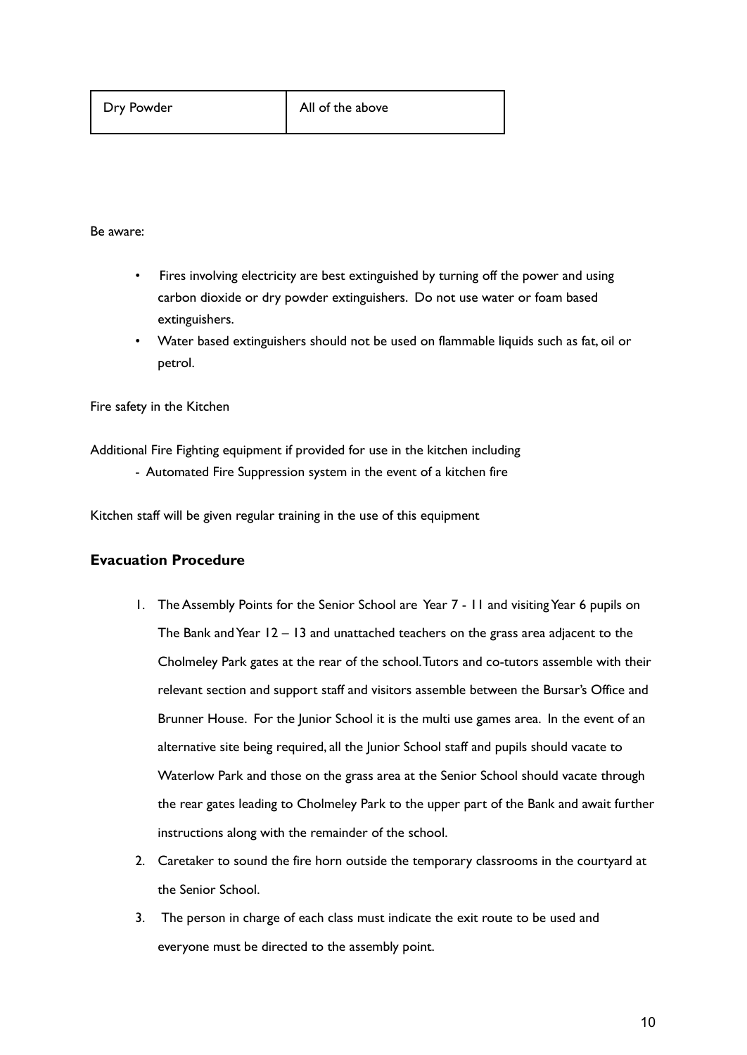| Dry Powder | All of the above |
| --- | --- |

Be aware:

- Fires involving electricity are best extinguished by turning off the power and using carbon dioxide or dry powder extinguishers. Do not use water or foam based extinguishers.
- Water based extinguishers should not be used on flammable liquids such as fat, oil or petrol.

Fire safety in the Kitchen

Additional Fire Fighting equipment if provided for use in the kitchen including

- Automated Fire Suppression system in the event of a kitchen fire

Kitchen staff will be given regular training in the use of this equipment

### Evacuation Procedure

1. The Assembly Points for the Senior School are Year 7 - 11 and visiting Year 6 pupils on The Bank and Year 12 – 13 and unattached teachers on the grass area adjacent to the Cholmeley Park gates at the rear of the school. Tutors and co-tutors assemble with their relevant section and support staff and visitors assemble between the Bursar's Office and Brunner House. For the Junior School it is the multi use games area. In the event of an alternative site being required, all the Junior School staff and pupils should vacate to Waterlow Park and those on the grass area at the Senior School should vacate through the rear gates leading to Cholmeley Park to the upper part of the Bank and await further instructions along with the remainder of the school.
2. Caretaker to sound the fire horn outside the temporary classrooms in the courtyard at the Senior School.
3. The person in charge of each class must indicate the exit route to be used and everyone must be directed to the assembly point.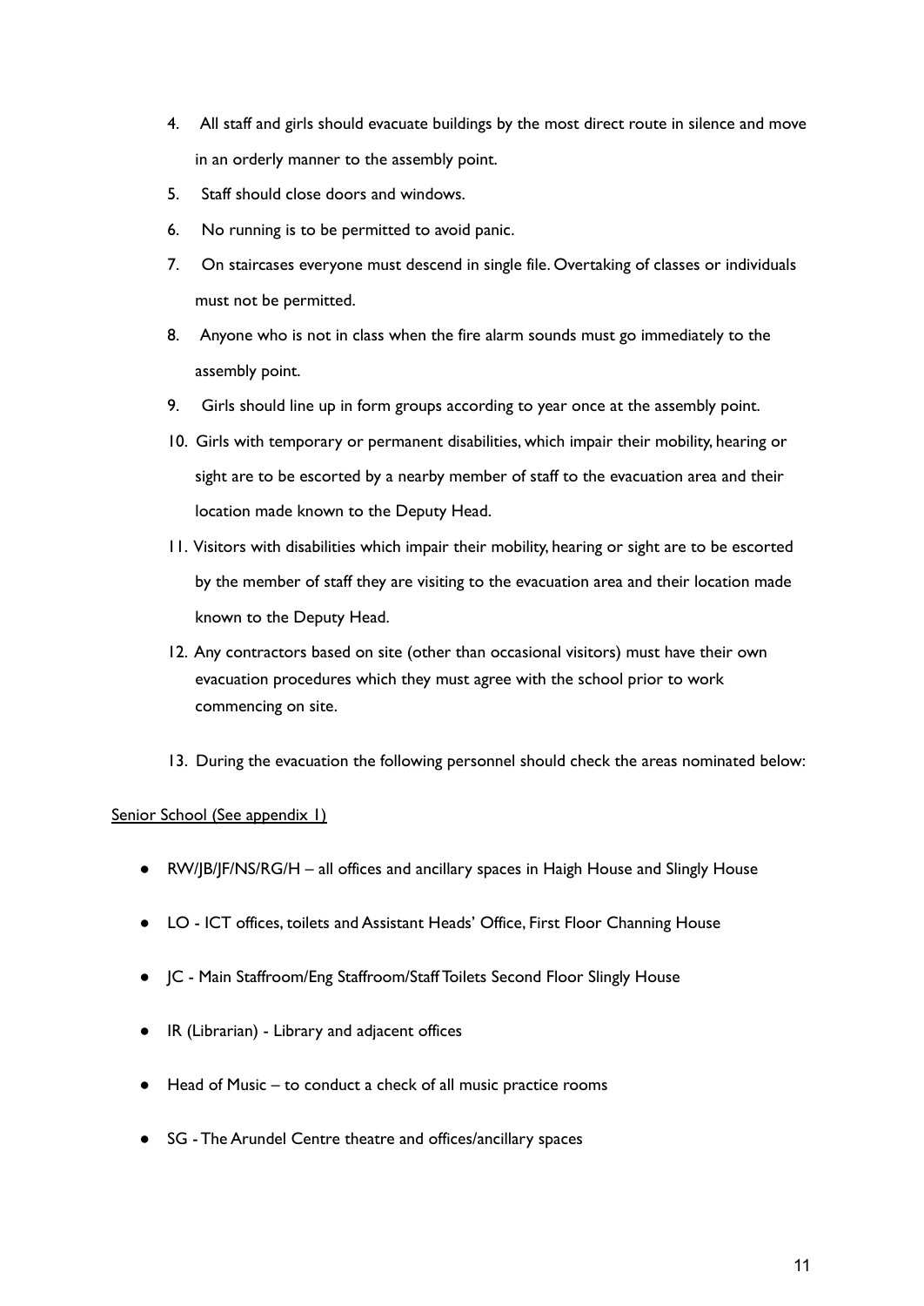4. All staff and girls should evacuate buildings by the most direct route in silence and move in an orderly manner to the assembly point.
5. Staff should close doors and windows.
6. No running is to be permitted to avoid panic.
7. On staircases everyone must descend in single file. Overtaking of classes or individuals must not be permitted.
8. Anyone who is not in class when the fire alarm sounds must go immediately to the assembly point.
9. Girls should line up in form groups according to year once at the assembly point.
10. Girls with temporary or permanent disabilities, which impair their mobility, hearing or sight are to be escorted by a nearby member of staff to the evacuation area and their location made known to the Deputy Head.
11. Visitors with disabilities which impair their mobility, hearing or sight are to be escorted by the member of staff they are visiting to the evacuation area and their location made known to the Deputy Head.
12. Any contractors based on site (other than occasional visitors) must have their own evacuation procedures which they must agree with the school prior to work commencing on site.
13. During the evacuation the following personnel should check the areas nominated below:

<u>Senior School (See appendix 1)</u>

- RW/JB/JF/NS/RG/H – all offices and ancillary spaces in Haigh House and Slingly House
- LO - ICT offices, toilets and Assistant Heads' Office, First Floor Channing House
- JC - Main Staffroom/Eng Staffroom/Staff Toilets Second Floor Slingly House
- IR (Librarian) - Library and adjacent offices
- Head of Music – to conduct a check of all music practice rooms
- SG - The Arundel Centre theatre and offices/ancillary spaces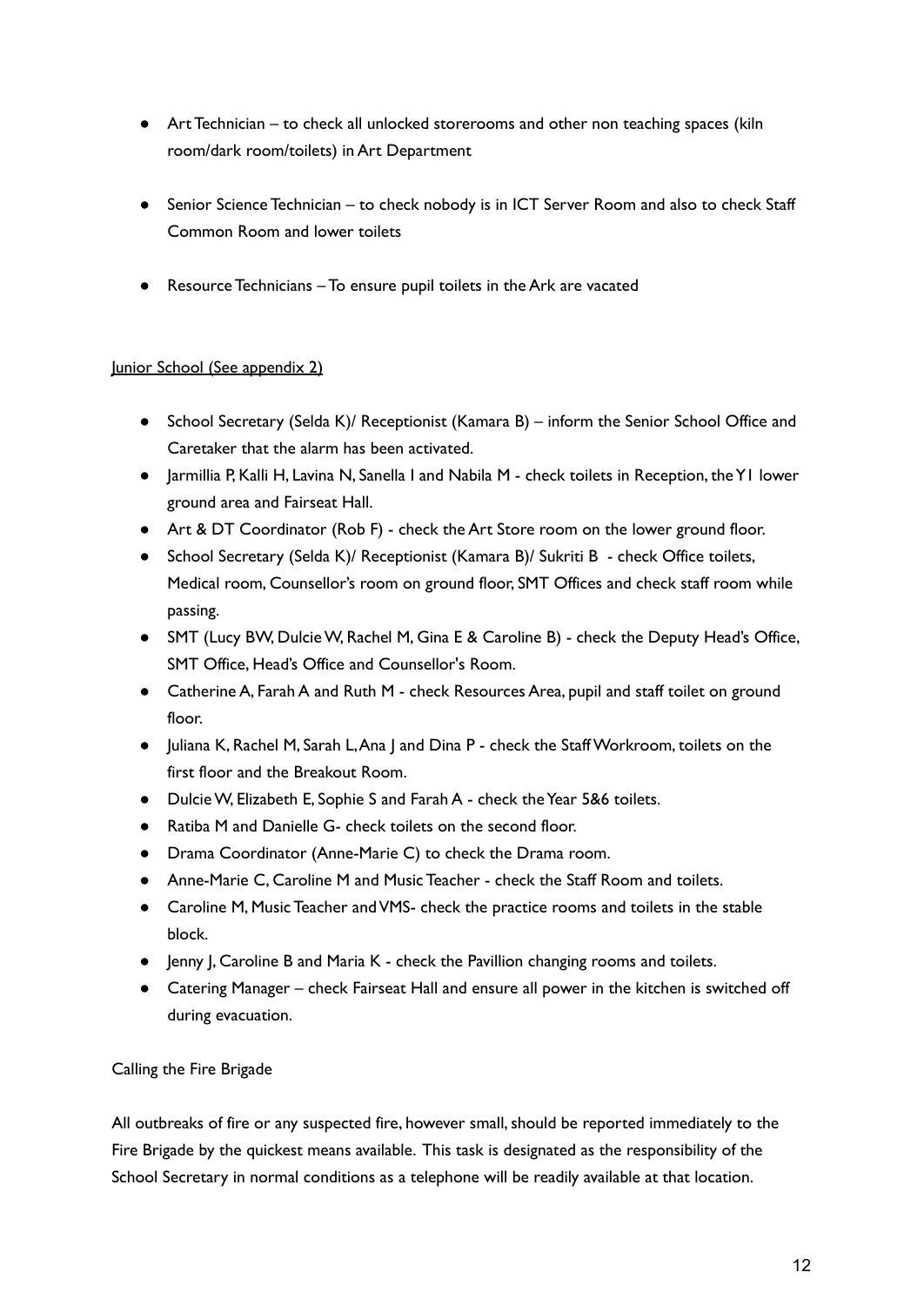- Art Technician – to check all unlocked storerooms and other non teaching spaces (kiln room/dark room/toilets) in Art Department
- Senior Science Technician – to check nobody is in ICT Server Room and also to check Staff Common Room and lower toilets
- Resource Technicians – To ensure pupil toilets in the Ark are vacated

<u>Junior School (See appendix 2)</u>

- School Secretary (Selda K)/ Receptionist (Kamara B) – inform the Senior School Office and Caretaker that the alarm has been activated.
- Jarmillia P, Kalli H, Lavina N, Sanella I and Nabila M - check toilets in Reception, the Y1 lower ground area and Fairseat Hall.
- Art & DT Coordinator (Rob F) - check the Art Store room on the lower ground floor.
- School Secretary (Selda K)/ Receptionist (Kamara B)/ Sukriti B - check Office toilets, Medical room, Counsellor's room on ground floor, SMT Offices and check staff room while passing.
- SMT (Lucy BW, Dulcie W, Rachel M, Gina E & Caroline B) - check the Deputy Head's Office, SMT Office, Head's Office and Counsellor's Room.
- Catherine A, Farah A and Ruth M - check Resources Area, pupil and staff toilet on ground floor.
- Juliana K, Rachel M, Sarah L, Ana J and Dina P - check the Staff Workroom, toilets on the first floor and the Breakout Room.
- Dulcie W, Elizabeth E, Sophie S and Farah A - check the Year 5&6 toilets.
- Ratiba M and Danielle G- check toilets on the second floor.
- Drama Coordinator (Anne-Marie C) to check the Drama room.
- Anne-Marie C, Caroline M and Music Teacher - check the Staff Room and toilets.
- Caroline M, Music Teacher and VMS- check the practice rooms and toilets in the stable block.
- Jenny J, Caroline B and Maria K - check the Pavillion changing rooms and toilets.
- Catering Manager – check Fairseat Hall and ensure all power in the kitchen is switched off during evacuation.

Calling the Fire Brigade

All outbreaks of fire or any suspected fire, however small, should be reported immediately to the Fire Brigade by the quickest means available. This task is designated as the responsibility of the School Secretary in normal conditions as a telephone will be readily available at that location.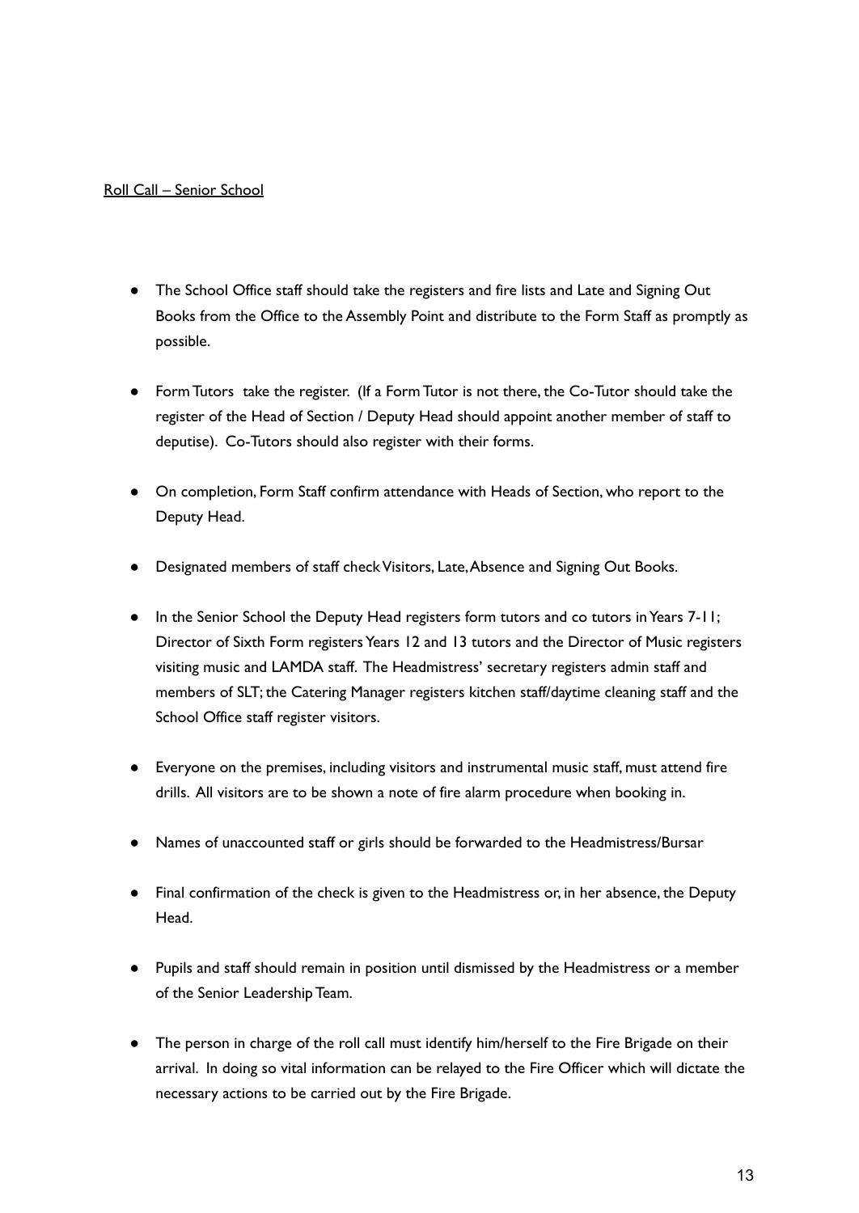Roll Call – Senior School

- The School Office staff should take the registers and fire lists and Late and Signing Out Books from the Office to the Assembly Point and distribute to the Form Staff as promptly as possible.
- Form Tutors take the register. (If a Form Tutor is not there, the Co-Tutor should take the register of the Head of Section / Deputy Head should appoint another member of staff to deputise). Co-Tutors should also register with their forms.
- On completion, Form Staff confirm attendance with Heads of Section, who report to the Deputy Head.
- Designated members of staff check Visitors, Late, Absence and Signing Out Books.
- In the Senior School the Deputy Head registers form tutors and co tutors in Years 7-11; Director of Sixth Form registers Years 12 and 13 tutors and the Director of Music registers visiting music and LAMDA staff. The Headmistress' secretary registers admin staff and members of SLT; the Catering Manager registers kitchen staff/daytime cleaning staff and the School Office staff register visitors.
- Everyone on the premises, including visitors and instrumental music staff, must attend fire drills. All visitors are to be shown a note of fire alarm procedure when booking in.
- Names of unaccounted staff or girls should be forwarded to the Headmistress/Bursar
- Final confirmation of the check is given to the Headmistress or, in her absence, the Deputy Head.
- Pupils and staff should remain in position until dismissed by the Headmistress or a member of the Senior Leadership Team.
- The person in charge of the roll call must identify him/herself to the Fire Brigade on their arrival. In doing so vital information can be relayed to the Fire Officer which will dictate the necessary actions to be carried out by the Fire Brigade.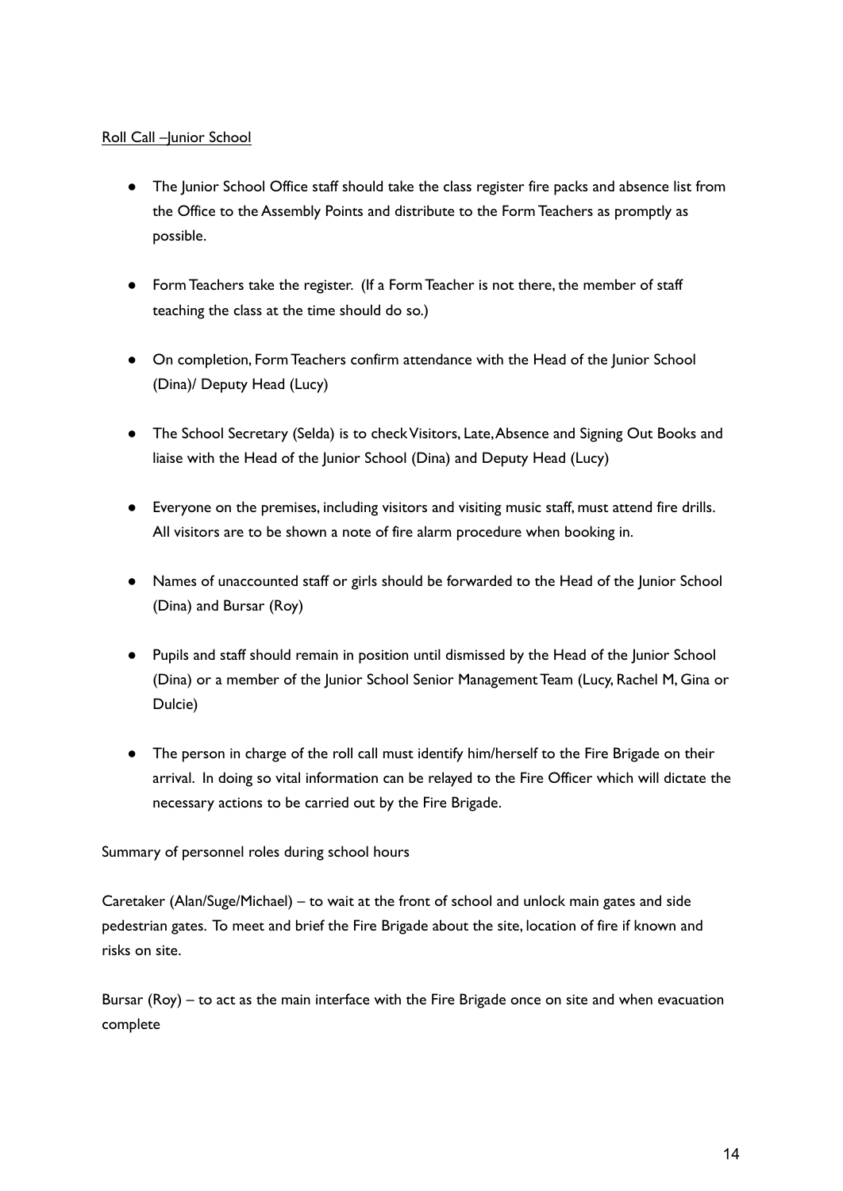Roll Call –Junior School

- The Junior School Office staff should take the class register fire packs and absence list from the Office to the Assembly Points and distribute to the Form Teachers as promptly as possible.
- Form Teachers take the register. (If a Form Teacher is not there, the member of staff teaching the class at the time should do so.)
- On completion, Form Teachers confirm attendance with the Head of the Junior School (Dina)/ Deputy Head (Lucy)
- The School Secretary (Selda) is to check Visitors, Late, Absence and Signing Out Books and liaise with the Head of the Junior School (Dina) and Deputy Head (Lucy)
- Everyone on the premises, including visitors and visiting music staff, must attend fire drills. All visitors are to be shown a note of fire alarm procedure when booking in.
- Names of unaccounted staff or girls should be forwarded to the Head of the Junior School (Dina) and Bursar (Roy)
- Pupils and staff should remain in position until dismissed by the Head of the Junior School (Dina) or a member of the Junior School Senior Management Team (Lucy, Rachel M, Gina or Dulcie)
- The person in charge of the roll call must identify him/herself to the Fire Brigade on their arrival. In doing so vital information can be relayed to the Fire Officer which will dictate the necessary actions to be carried out by the Fire Brigade.

Summary of personnel roles during school hours

Caretaker (Alan/Suge/Michael) – to wait at the front of school and unlock main gates and side pedestrian gates. To meet and brief the Fire Brigade about the site, location of fire if known and risks on site.

Bursar (Roy) – to act as the main interface with the Fire Brigade once on site and when evacuation complete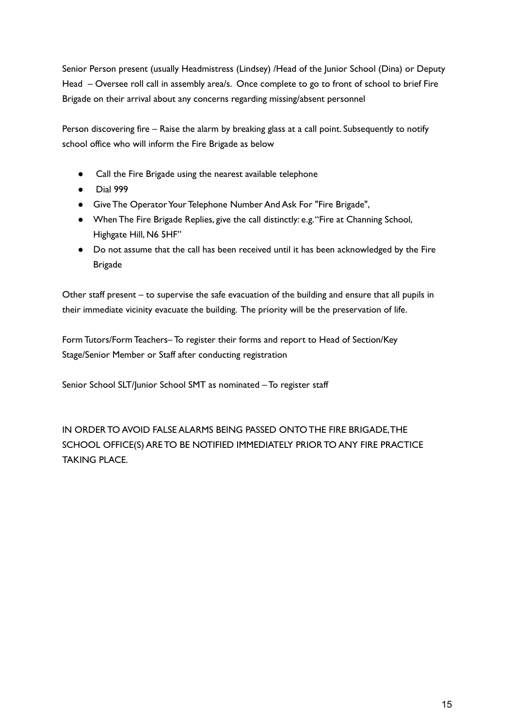Senior Person present (usually Headmistress (Lindsey) /Head of the Junior School (Dina) or Deputy Head – Oversee roll call in assembly area/s. Once complete to go to front of school to brief Fire Brigade on their arrival about any concerns regarding missing/absent personnel

Person discovering fire – Raise the alarm by breaking glass at a call point. Subsequently to notify school office who will inform the Fire Brigade as below

- Call the Fire Brigade using the nearest available telephone
- Dial 999
- Give The Operator Your Telephone Number And Ask For "Fire Brigade",
- When The Fire Brigade Replies, give the call distinctly: e.g. "Fire at Channing School, Highgate Hill, N6 5HF"
- Do not assume that the call has been received until it has been acknowledged by the Fire Brigade

Other staff present – to supervise the safe evacuation of the building and ensure that all pupils in their immediate vicinity evacuate the building. The priority will be the preservation of life.

Form Tutors/Form Teachers– To register their forms and report to Head of Section/Key Stage/Senior Member or Staff after conducting registration

Senior School SLT/Junior School SMT as nominated – To register staff

IN ORDER TO AVOID FALSE ALARMS BEING PASSED ONTO THE FIRE BRIGADE, THE SCHOOL OFFICE(S) ARE TO BE NOTIFIED IMMEDIATELY PRIOR TO ANY FIRE PRACTICE TAKING PLACE.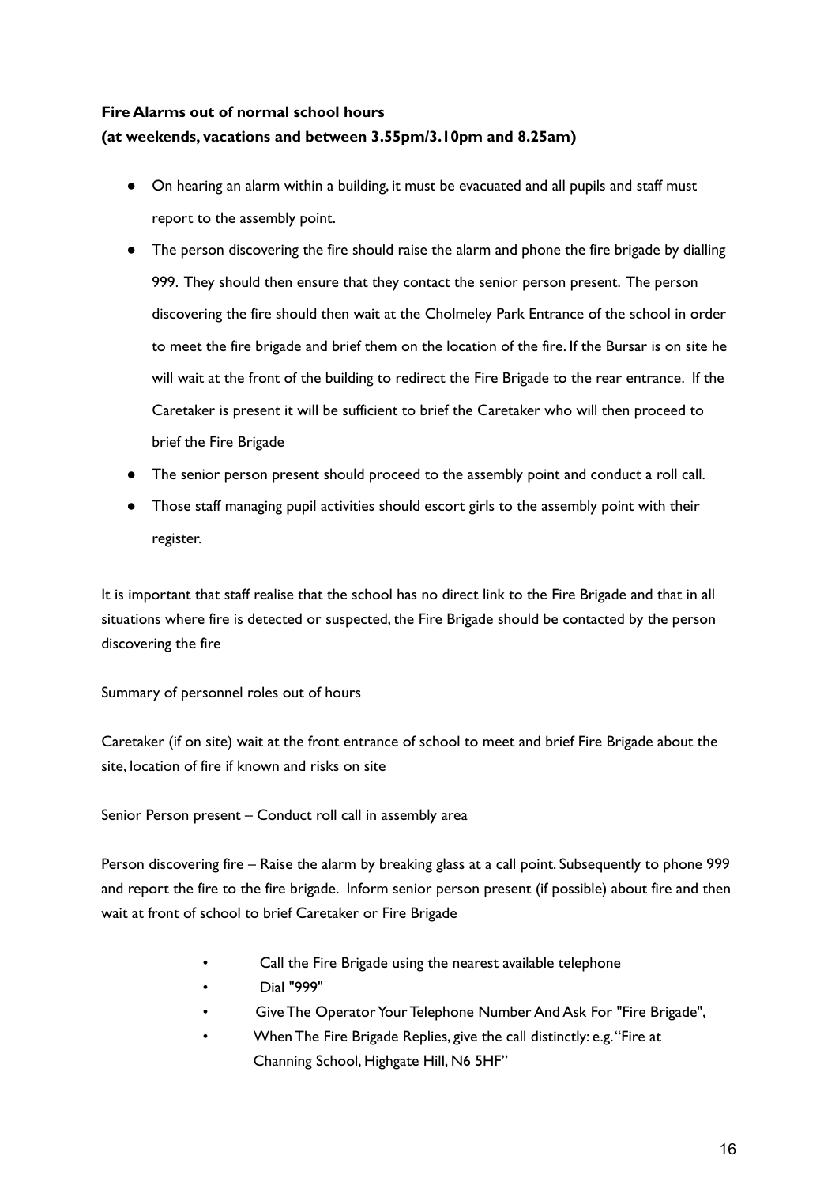**Fire Alarms out of normal school hours**
**(at weekends, vacations and between 3.55pm/3.10pm and 8.25am)**

- On hearing an alarm within a building, it must be evacuated and all pupils and staff must report to the assembly point.
- The person discovering the fire should raise the alarm and phone the fire brigade by dialling 999. They should then ensure that they contact the senior person present. The person discovering the fire should then wait at the Cholmeley Park Entrance of the school in order to meet the fire brigade and brief them on the location of the fire. If the Bursar is on site he will wait at the front of the building to redirect the Fire Brigade to the rear entrance. If the Caretaker is present it will be sufficient to brief the Caretaker who will then proceed to brief the Fire Brigade
- The senior person present should proceed to the assembly point and conduct a roll call.
- Those staff managing pupil activities should escort girls to the assembly point with their register.

It is important that staff realise that the school has no direct link to the Fire Brigade and that in all situations where fire is detected or suspected, the Fire Brigade should be contacted by the person discovering the fire

Summary of personnel roles out of hours

Caretaker (if on site) wait at the front entrance of school to meet and brief Fire Brigade about the site, location of fire if known and risks on site

Senior Person present – Conduct roll call in assembly area

Person discovering fire – Raise the alarm by breaking glass at a call point. Subsequently to phone 999 and report the fire to the fire brigade. Inform senior person present (if possible) about fire and then wait at front of school to brief Caretaker or Fire Brigade

- Call the Fire Brigade using the nearest available telephone
- Dial "999"
- Give The Operator Your Telephone Number And Ask For "Fire Brigade",
- When The Fire Brigade Replies, give the call distinctly: e.g. "Fire at Channing School, Highgate Hill, N6 5HF"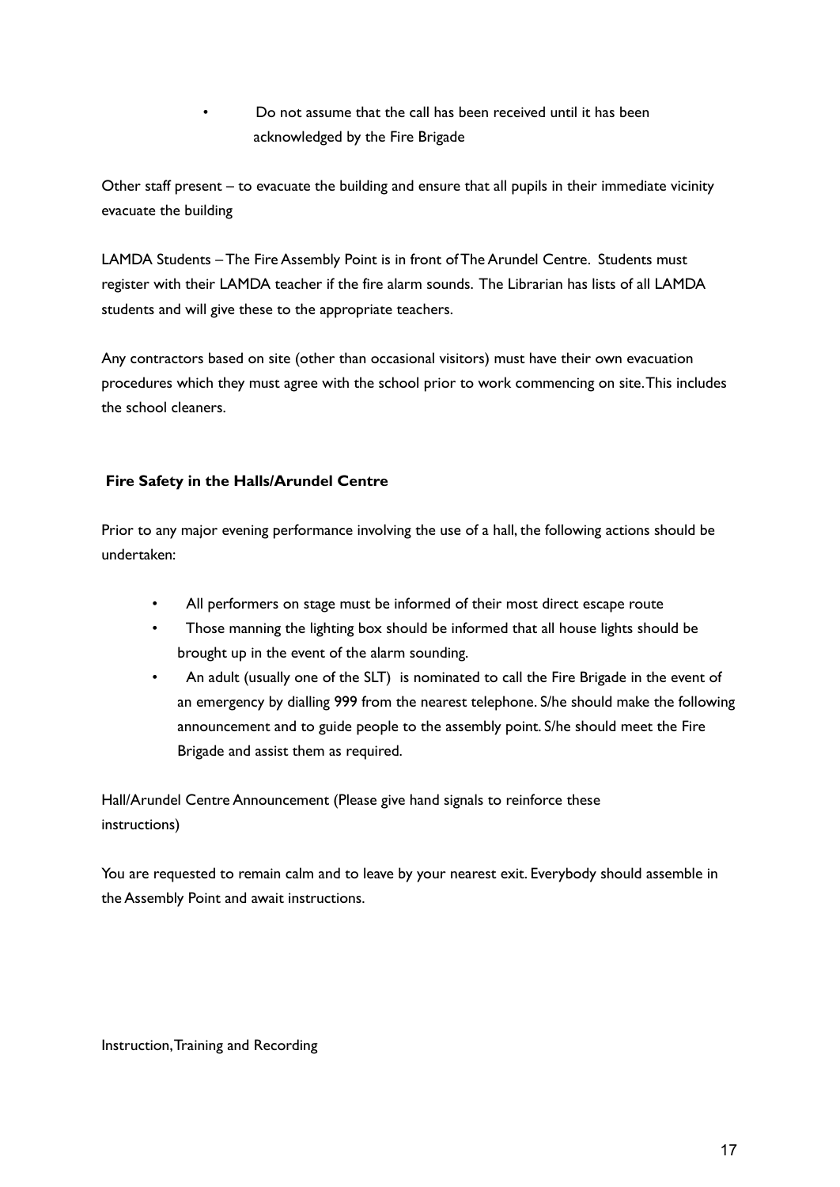- Do not assume that the call has been received until it has been acknowledged by the Fire Brigade

Other staff present – to evacuate the building and ensure that all pupils in their immediate vicinity evacuate the building

LAMDA Students – The Fire Assembly Point is in front of The Arundel Centre. Students must register with their LAMDA teacher if the fire alarm sounds. The Librarian has lists of all LAMDA students and will give these to the appropriate teachers.

Any contractors based on site (other than occasional visitors) must have their own evacuation procedures which they must agree with the school prior to work commencing on site. This includes the school cleaners.

**Fire Safety in the Halls/Arundel Centre**

Prior to any major evening performance involving the use of a hall, the following actions should be undertaken:

- All performers on stage must be informed of their most direct escape route
- Those manning the lighting box should be informed that all house lights should be brought up in the event of the alarm sounding.
- An adult (usually one of the SLT) is nominated to call the Fire Brigade in the event of an emergency by dialling 999 from the nearest telephone. S/he should make the following announcement and to guide people to the assembly point. S/he should meet the Fire Brigade and assist them as required.

Hall/Arundel Centre Announcement (Please give hand signals to reinforce these instructions)

You are requested to remain calm and to leave by your nearest exit. Everybody should assemble in the Assembly Point and await instructions.

Instruction, Training and Recording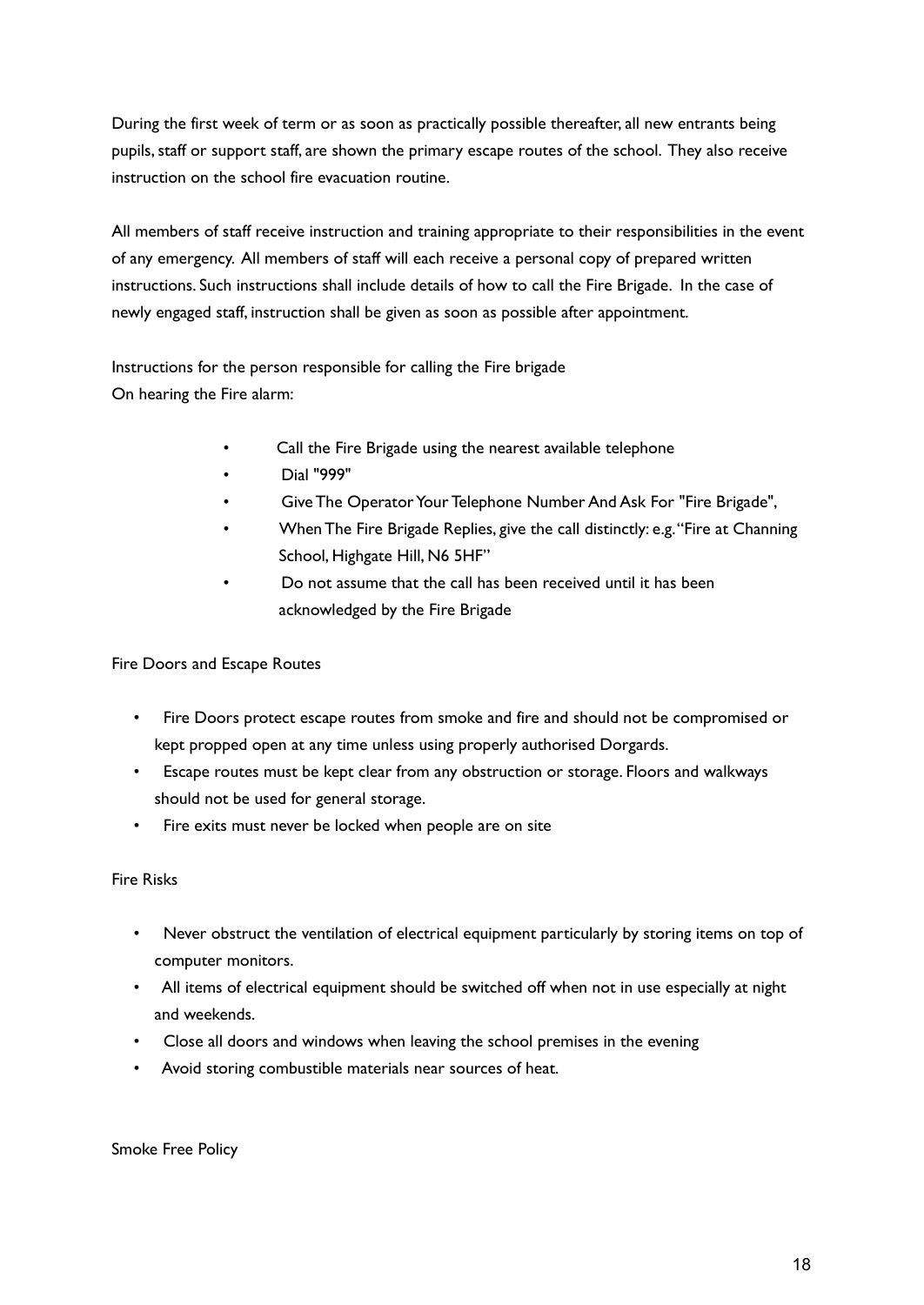During the first week of term or as soon as practically possible thereafter, all new entrants being pupils, staff or support staff, are shown the primary escape routes of the school. They also receive instruction on the school fire evacuation routine.

All members of staff receive instruction and training appropriate to their responsibilities in the event of any emergency. All members of staff will each receive a personal copy of prepared written instructions. Such instructions shall include details of how to call the Fire Brigade. In the case of newly engaged staff, instruction shall be given as soon as possible after appointment.

Instructions for the person responsible for calling the Fire brigade
On hearing the Fire alarm:

- Call the Fire Brigade using the nearest available telephone
- Dial "999"
- Give The Operator Your Telephone Number And Ask For "Fire Brigade",
- When The Fire Brigade Replies, give the call distinctly: e.g. "Fire at Channing School, Highgate Hill, N6 5HF"
- Do not assume that the call has been received until it has been acknowledged by the Fire Brigade

Fire Doors and Escape Routes

- Fire Doors protect escape routes from smoke and fire and should not be compromised or kept propped open at any time unless using properly authorised Dorgards.
- Escape routes must be kept clear from any obstruction or storage. Floors and walkways should not be used for general storage.
- Fire exits must never be locked when people are on site

Fire Risks

- Never obstruct the ventilation of electrical equipment particularly by storing items on top of computer monitors.
- All items of electrical equipment should be switched off when not in use especially at night and weekends.
- Close all doors and windows when leaving the school premises in the evening
- Avoid storing combustible materials near sources of heat.

Smoke Free Policy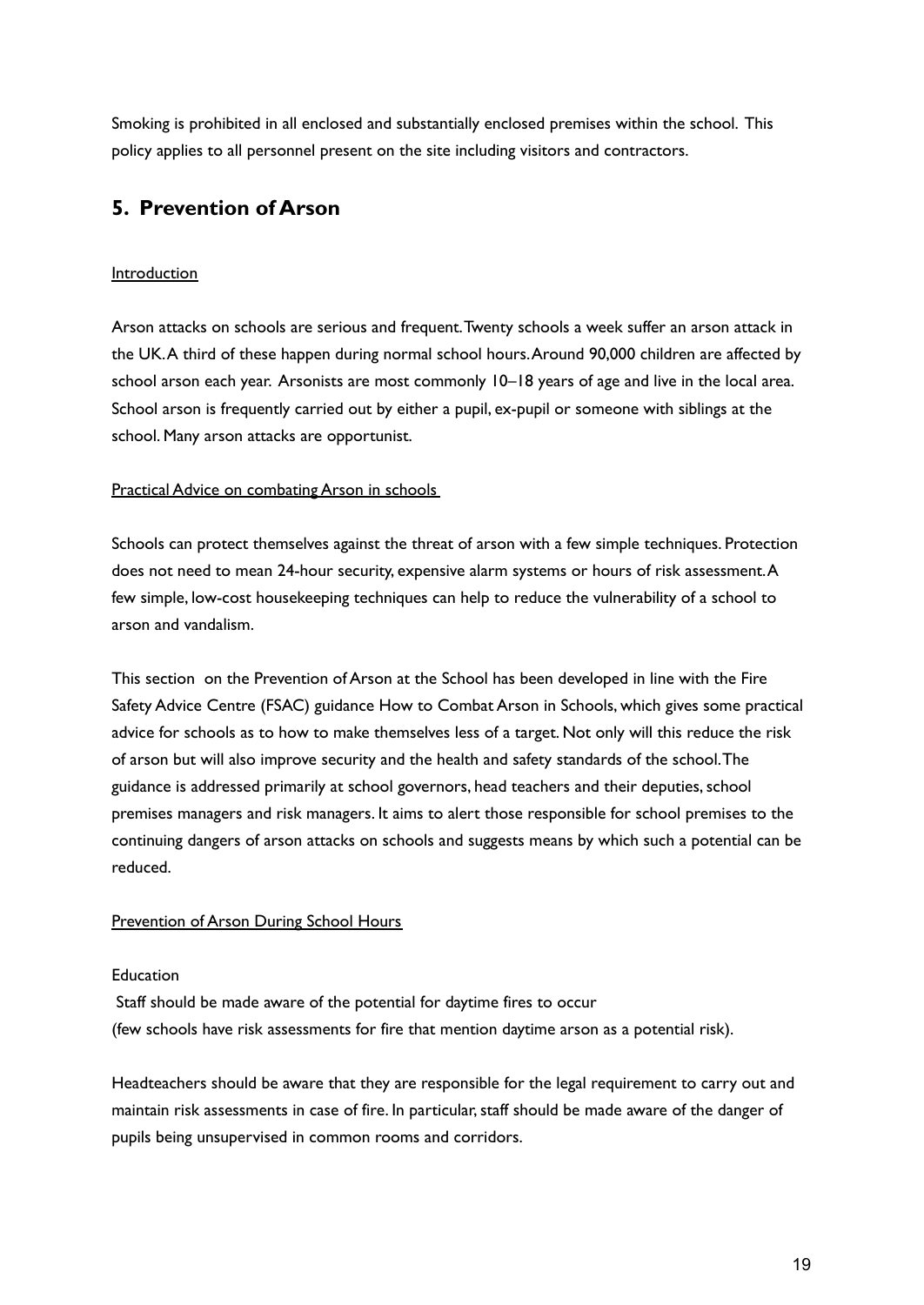Smoking is prohibited in all enclosed and substantially enclosed premises within the school. This policy applies to all personnel present on the site including visitors and contractors.

## 5. Prevention of Arson

Introduction

Arson attacks on schools are serious and frequent. Twenty schools a week suffer an arson attack in the UK. A third of these happen during normal school hours. Around 90,000 children are affected by school arson each year. Arsonists are most commonly 10–18 years of age and live in the local area. School arson is frequently carried out by either a pupil, ex-pupil or someone with siblings at the school. Many arson attacks are opportunist.

Practical Advice on combating Arson in schools

Schools can protect themselves against the threat of arson with a few simple techniques. Protection does not need to mean 24-hour security, expensive alarm systems or hours of risk assessment. A few simple, low-cost housekeeping techniques can help to reduce the vulnerability of a school to arson and vandalism.

This section on the Prevention of Arson at the School has been developed in line with the Fire Safety Advice Centre (FSAC) guidance How to Combat Arson in Schools, which gives some practical advice for schools as to how to make themselves less of a target. Not only will this reduce the risk of arson but will also improve security and the health and safety standards of the school. The guidance is addressed primarily at school governors, head teachers and their deputies, school premises managers and risk managers. It aims to alert those responsible for school premises to the continuing dangers of arson attacks on schools and suggests means by which such a potential can be reduced.

Prevention of Arson During School Hours

Education

Staff should be made aware of the potential for daytime fires to occur (few schools have risk assessments for fire that mention daytime arson as a potential risk).

Headteachers should be aware that they are responsible for the legal requirement to carry out and maintain risk assessments in case of fire. In particular, staff should be made aware of the danger of pupils being unsupervised in common rooms and corridors.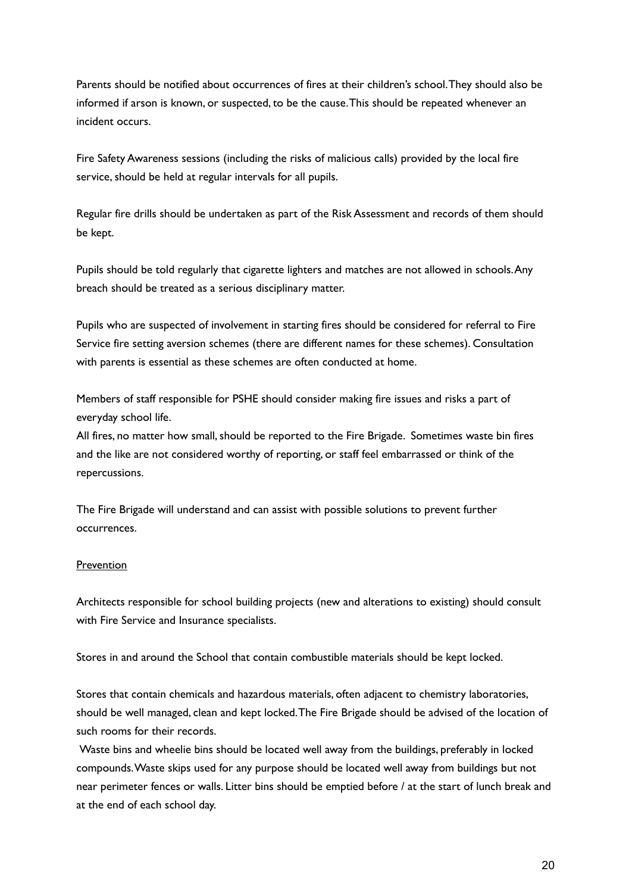Parents should be notified about occurrences of fires at their children's school. They should also be informed if arson is known, or suspected, to be the cause. This should be repeated whenever an incident occurs.

Fire Safety Awareness sessions (including the risks of malicious calls) provided by the local fire service, should be held at regular intervals for all pupils.

Regular fire drills should be undertaken as part of the Risk Assessment and records of them should be kept.

Pupils should be told regularly that cigarette lighters and matches are not allowed in schools. Any breach should be treated as a serious disciplinary matter.

Pupils who are suspected of involvement in starting fires should be considered for referral to Fire Service fire setting aversion schemes (there are different names for these schemes). Consultation with parents is essential as these schemes are often conducted at home.

Members of staff responsible for PSHE should consider making fire issues and risks a part of everyday school life.

All fires, no matter how small, should be reported to the Fire Brigade. Sometimes waste bin fires and the like are not considered worthy of reporting, or staff feel embarrassed or think of the repercussions.

The Fire Brigade will understand and can assist with possible solutions to prevent further occurrences.

<u>Prevention</u>

Architects responsible for school building projects (new and alterations to existing) should consult with Fire Service and Insurance specialists.

Stores in and around the School that contain combustible materials should be kept locked.

Stores that contain chemicals and hazardous materials, often adjacent to chemistry laboratories, should be well managed, clean and kept locked. The Fire Brigade should be advised of the location of such rooms for their records.

Waste bins and wheelie bins should be located well away from the buildings, preferably in locked compounds. Waste skips used for any purpose should be located well away from buildings but not near perimeter fences or walls. Litter bins should be emptied before / at the start of lunch break and at the end of each school day.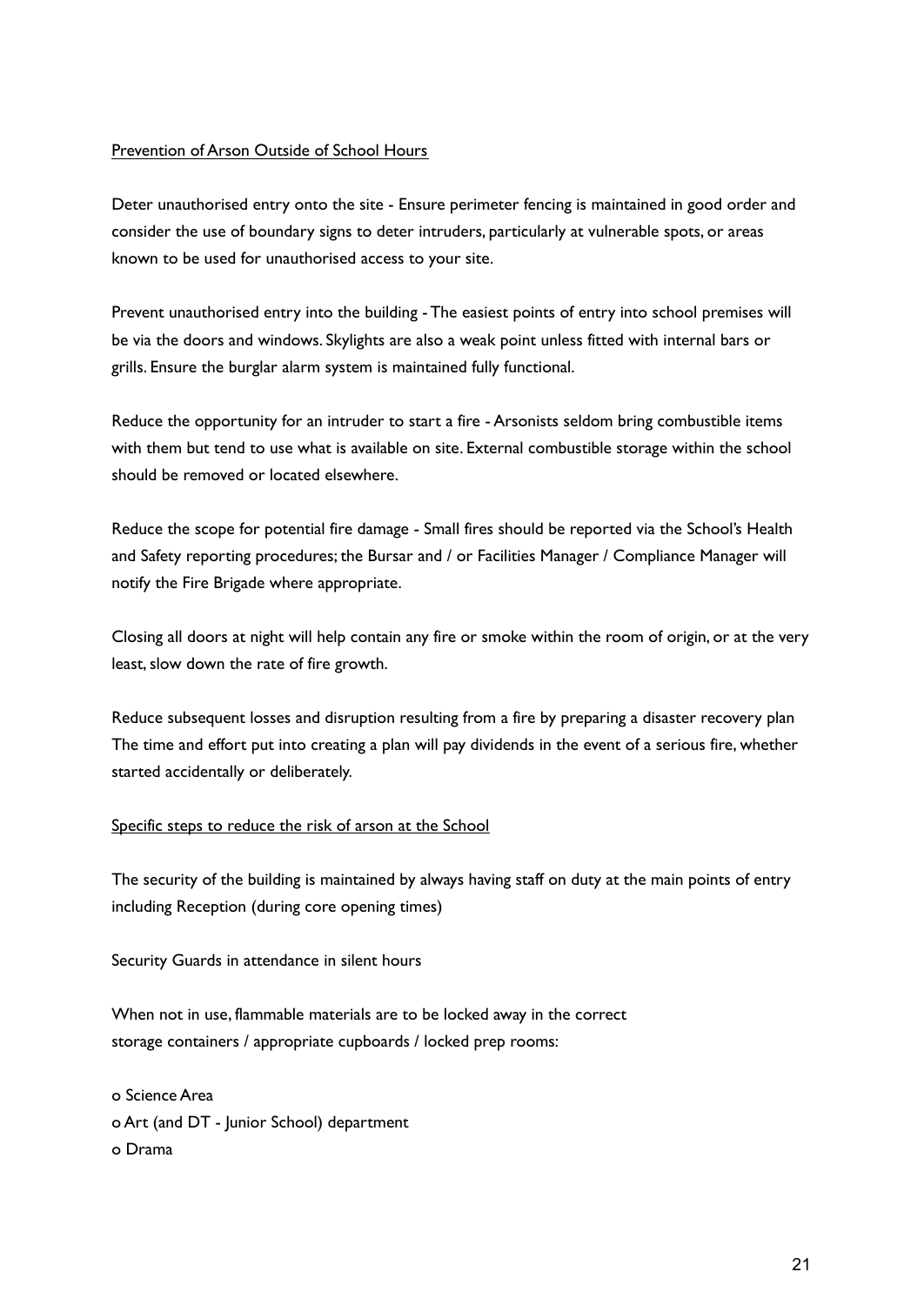Prevention of Arson Outside of School Hours

Deter unauthorised entry onto the site - Ensure perimeter fencing is maintained in good order and consider the use of boundary signs to deter intruders, particularly at vulnerable spots, or areas known to be used for unauthorised access to your site.

Prevent unauthorised entry into the building - The easiest points of entry into school premises will be via the doors and windows. Skylights are also a weak point unless fitted with internal bars or grills. Ensure the burglar alarm system is maintained fully functional.

Reduce the opportunity for an intruder to start a fire - Arsonists seldom bring combustible items with them but tend to use what is available on site. External combustible storage within the school should be removed or located elsewhere.

Reduce the scope for potential fire damage - Small fires should be reported via the School's Health and Safety reporting procedures; the Bursar and / or Facilities Manager / Compliance Manager will notify the Fire Brigade where appropriate.

Closing all doors at night will help contain any fire or smoke within the room of origin, or at the very least, slow down the rate of fire growth.

Reduce subsequent losses and disruption resulting from a fire by preparing a disaster recovery plan The time and effort put into creating a plan will pay dividends in the event of a serious fire, whether started accidentally or deliberately.

Specific steps to reduce the risk of arson at the School

The security of the building is maintained by always having staff on duty at the main points of entry including Reception (during core opening times)

Security Guards in attendance in silent hours

When not in use, flammable materials are to be locked away in the correct storage containers / appropriate cupboards / locked prep rooms:

- Science Area
- Art (and DT - Junior School) department
- Drama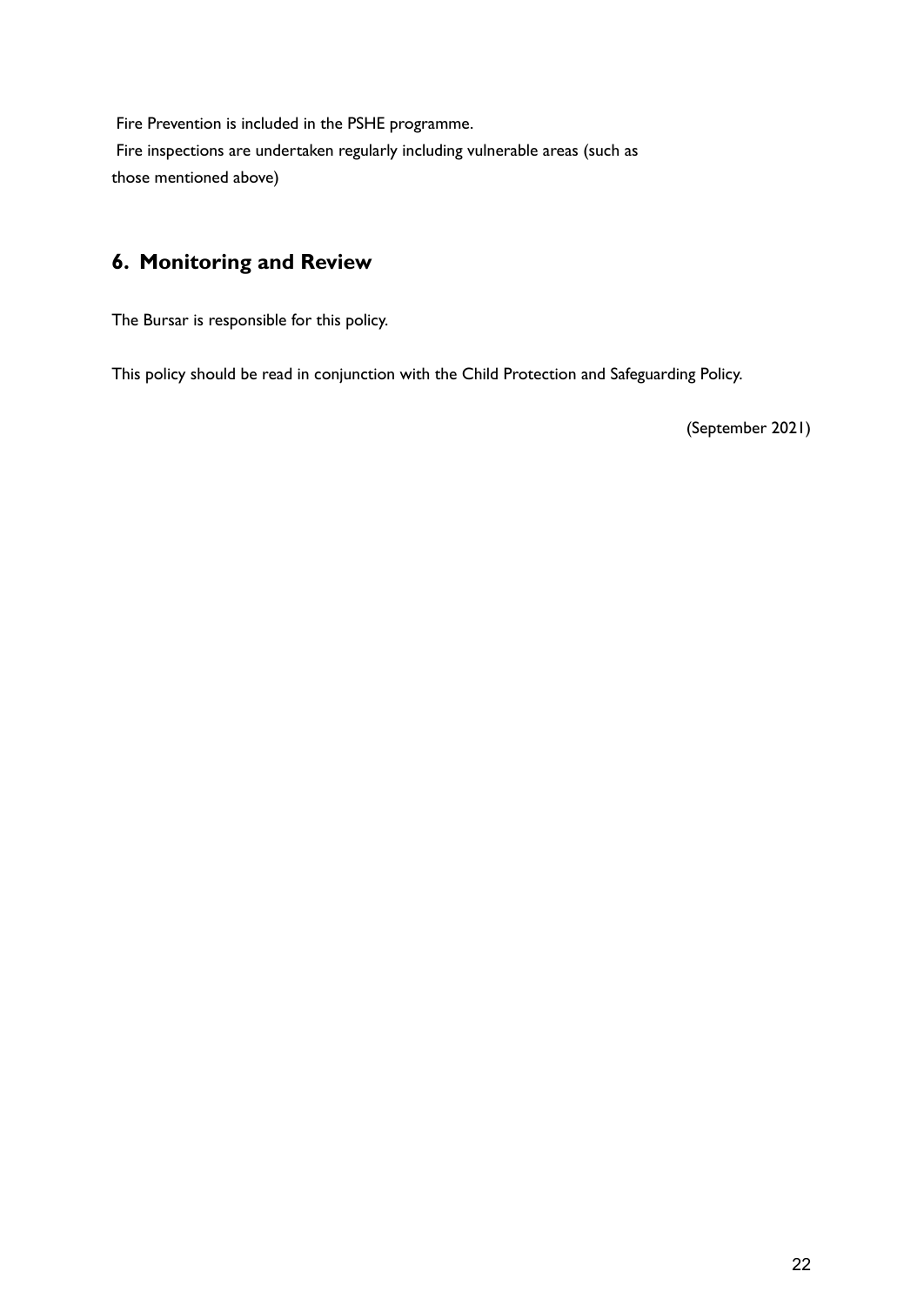Fire Prevention is included in the PSHE programme.

Fire inspections are undertaken regularly including vulnerable areas (such as those mentioned above)

## 6. Monitoring and Review

The Bursar is responsible for this policy.

This policy should be read in conjunction with the Child Protection and Safeguarding Policy.

(September 2021)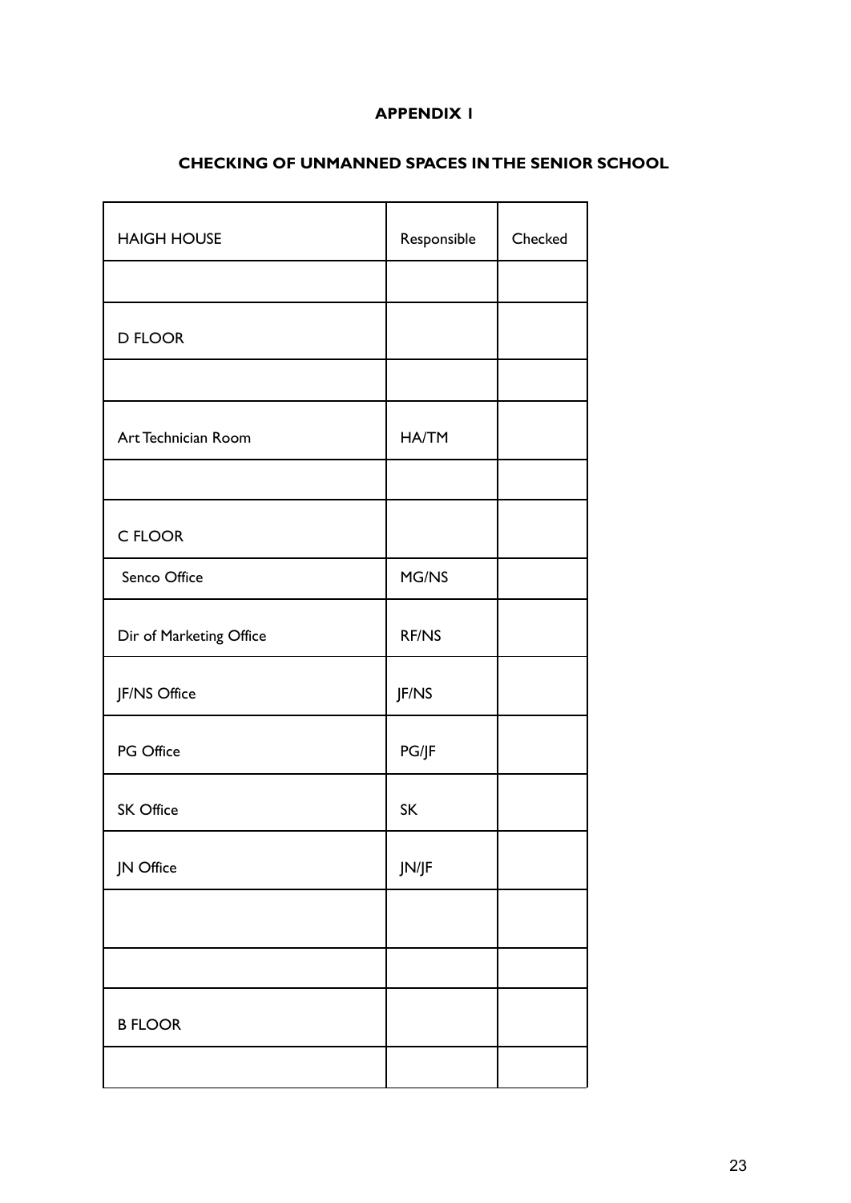# APPENDIX 1

## CHECKING OF UNMANNED SPACES IN THE SENIOR SCHOOL

| HAIGH HOUSE | Responsible | Checked |
|---|---|---|
| | | |
| D FLOOR | | |
| | | |
| Art Technician Room | HA/TM | |
| | | |
| C FLOOR | | |
| Senco Office | MG/NS | |
| Dir of Marketing Office | RF/NS | |
| JF/NS Office | JF/NS | |
| PG Office | PG/JF | |
| SK Office | SK | |
| JN Office | JN/JF | |
| | | |
| | | |
| B FLOOR | | |
| | | |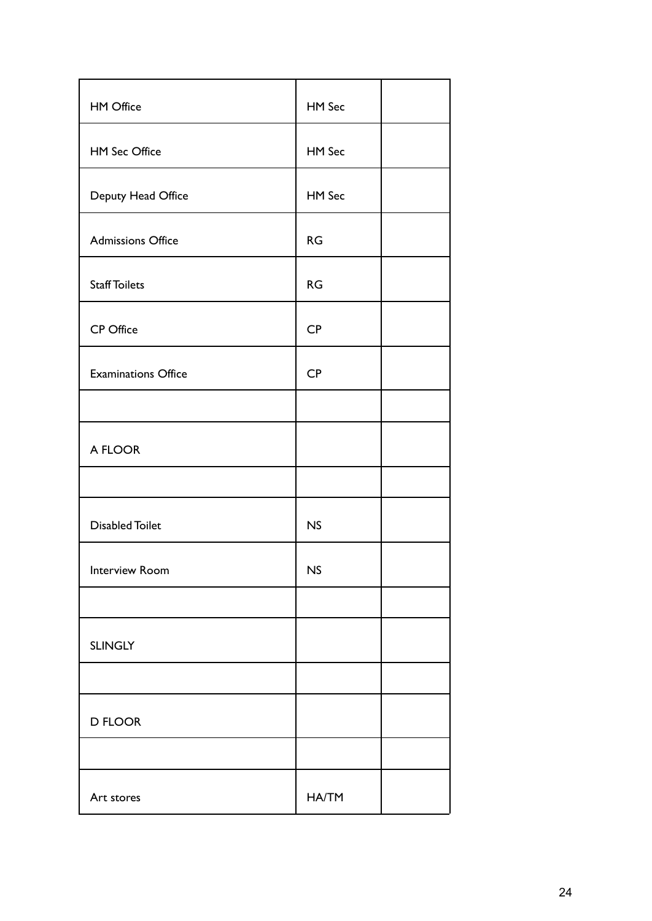| | | |
|---|---|---|
| HM Office | HM Sec | |
| HM Sec Office | HM Sec | |
| Deputy Head Office | HM Sec | |
| Admissions Office | RG | |
| Staff Toilets | RG | |
| CP Office | CP | |
| Examinations Office | CP | |
| | | |
| A FLOOR | | |
| | | |
| Disabled Toilet | NS | |
| Interview Room | NS | |
| | | |
| SLINGLY | | |
| | | |
| D FLOOR | | |
| | | |
| Art stores | HA/TM | |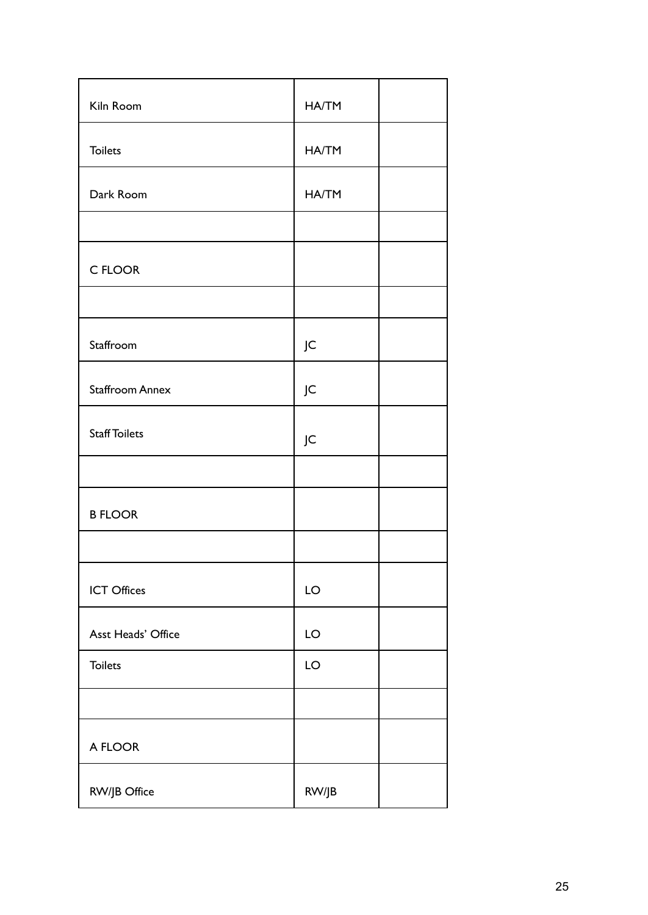| | | |
|---|---|---|
| Kiln Room | HA/TM | |
| Toilets | HA/TM | |
| Dark Room | HA/TM | |
| | | |
| C FLOOR | | |
| | | |
| Staffroom | JC | |
| Staffroom Annex | JC | |
| Staff Toilets | JC | |
| | | |
| B FLOOR | | |
| | | |
| ICT Offices | LO | |
| Asst Heads' Office | LO | |
| Toilets | LO | |
| | | |
| A FLOOR | | |
| RW/JB Office | RW/JB | |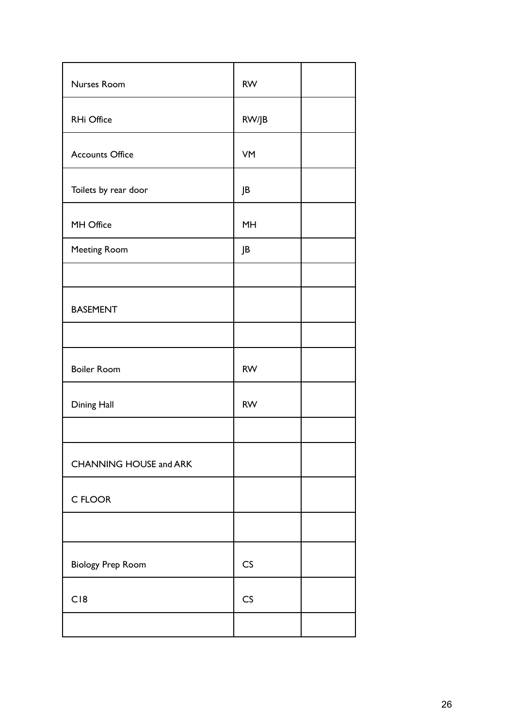| | | |
|---|---|---|
| Nurses Room | RW | |
| RHi Office | RW/JB | |
| Accounts Office | VM | |
| Toilets by rear door | JB | |
| MH Office | MH | |
| Meeting Room | JB | |
| | | |
| BASEMENT | | |
| | | |
| Boiler Room | RW | |
| Dining Hall | RW | |
| | | |
| CHANNING HOUSE and ARK | | |
| C FLOOR | | |
| | | |
| Biology Prep Room | CS | |
| C18 | CS | |
| | | |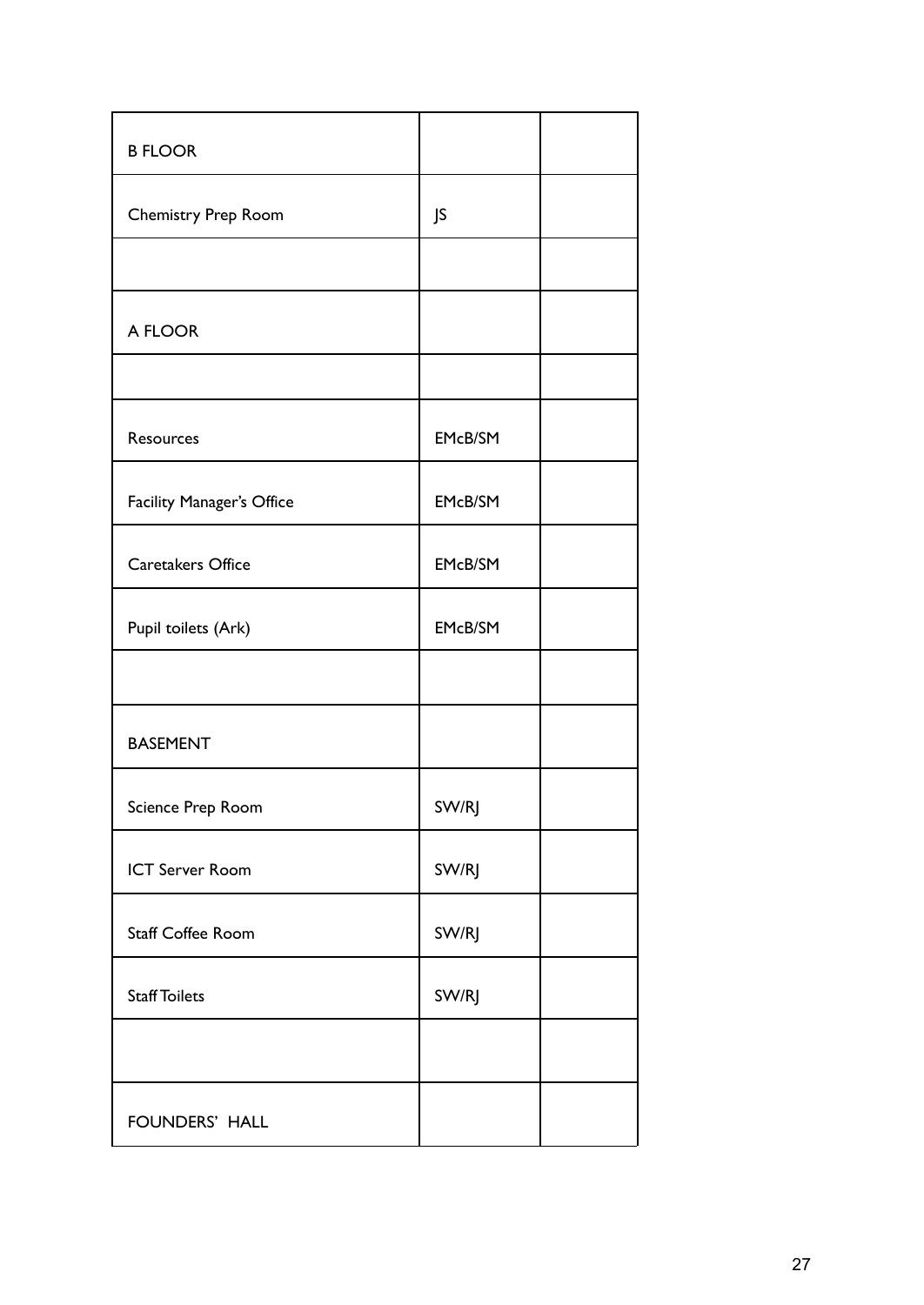| B FLOOR | | |
|---|---|---|
| Chemistry Prep Room | JS | |
| | | |
| A FLOOR | | |
| | | |
| Resources | EMcB/SM | |
| Facility Manager's Office | EMcB/SM | |
| Caretakers Office | EMcB/SM | |
| Pupil toilets (Ark) | EMcB/SM | |
| | | |
| BASEMENT | | |
| Science Prep Room | SW/RJ | |
| ICT Server Room | SW/RJ | |
| Staff Coffee Room | SW/RJ | |
| Staff Toilets | SW/RJ | |
| | | |
| FOUNDERS' HALL | | |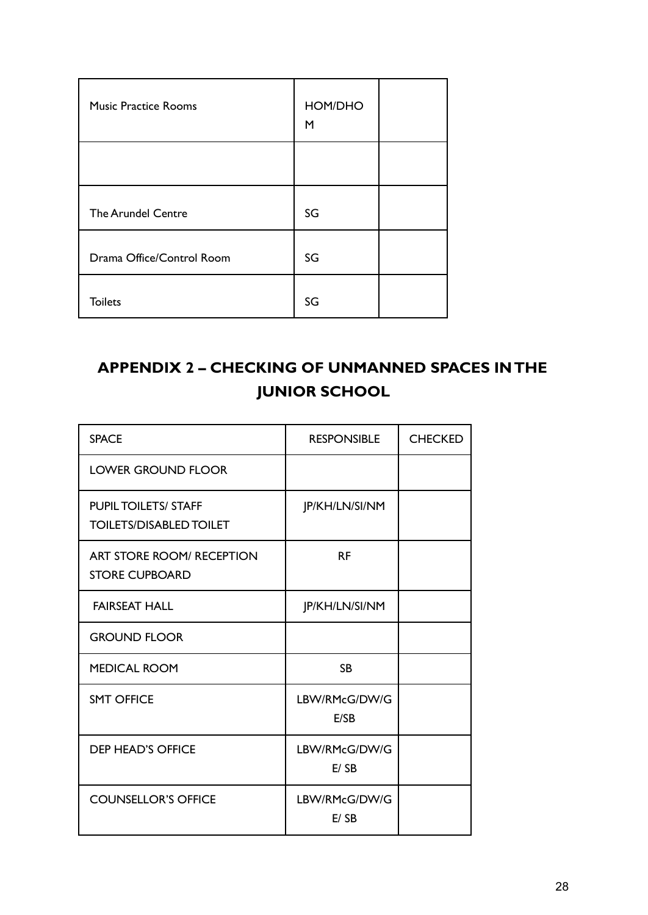| | | |
|---|---|---|
| Music Practice Rooms | HOM/DHOM | |
| | | |
| The Arundel Centre | SG | |
| Drama Office/Control Room | SG | |
| Toilets | SG | |

## APPENDIX 2 – CHECKING OF UNMANNED SPACES IN THE JUNIOR SCHOOL

| SPACE | RESPONSIBLE | CHECKED |
|---|---|---|
| LOWER GROUND FLOOR | | |
| PUPIL TOILETS/ STAFF TOILETS/DISABLED TOILET | JP/KH/LN/SI/NM | |
| ART STORE ROOM/ RECEPTION STORE CUPBOARD | RF | |
| FAIRSEAT HALL | JP/KH/LN/SI/NM | |
| GROUND FLOOR | | |
| MEDICAL ROOM | SB | |
| SMT OFFICE | LBW/RMcG/DW/GE/SB | |
| DEP HEAD'S OFFICE | LBW/RMcG/DW/GE/ SB | |
| COUNSELLOR'S OFFICE | LBW/RMcG/DW/GE/ SB | |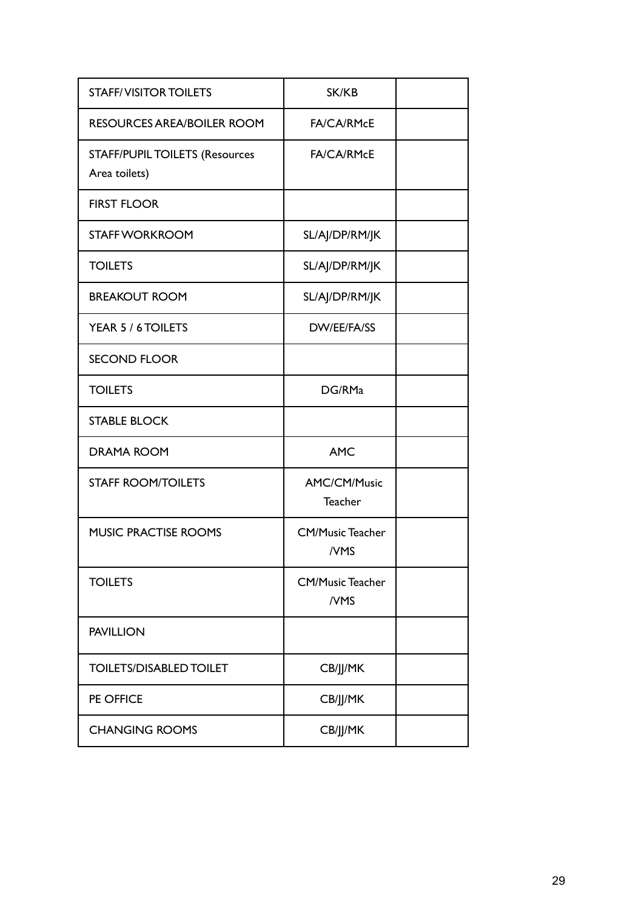| | | |
|---|---|---|
| STAFF/ VISITOR TOILETS | SK/KB | |
| RESOURCES AREA/BOILER ROOM | FA/CA/RMcE | |
| STAFF/PUPIL TOILETS (Resources Area toilets) | FA/CA/RMcE | |
| FIRST FLOOR | | |
| STAFF WORKROOM | SL/AJ/DP/RM/JK | |
| TOILETS | SL/AJ/DP/RM/JK | |
| BREAKOUT ROOM | SL/AJ/DP/RM/JK | |
| YEAR 5 / 6 TOILETS | DW/EE/FA/SS | |
| SECOND FLOOR | | |
| TOILETS | DG/RMa | |
| STABLE BLOCK | | |
| DRAMA ROOM | AMC | |
| STAFF ROOM/TOILETS | AMC/CM/Music Teacher | |
| MUSIC PRACTISE ROOMS | CM/Music Teacher /VMS | |
| TOILETS | CM/Music Teacher /VMS | |
| PAVILLION | | |
| TOILETS/DISABLED TOILET | CB/JJ/MK | |
| PE OFFICE | CB/JJ/MK | |
| CHANGING ROOMS | CB/JJ/MK | |